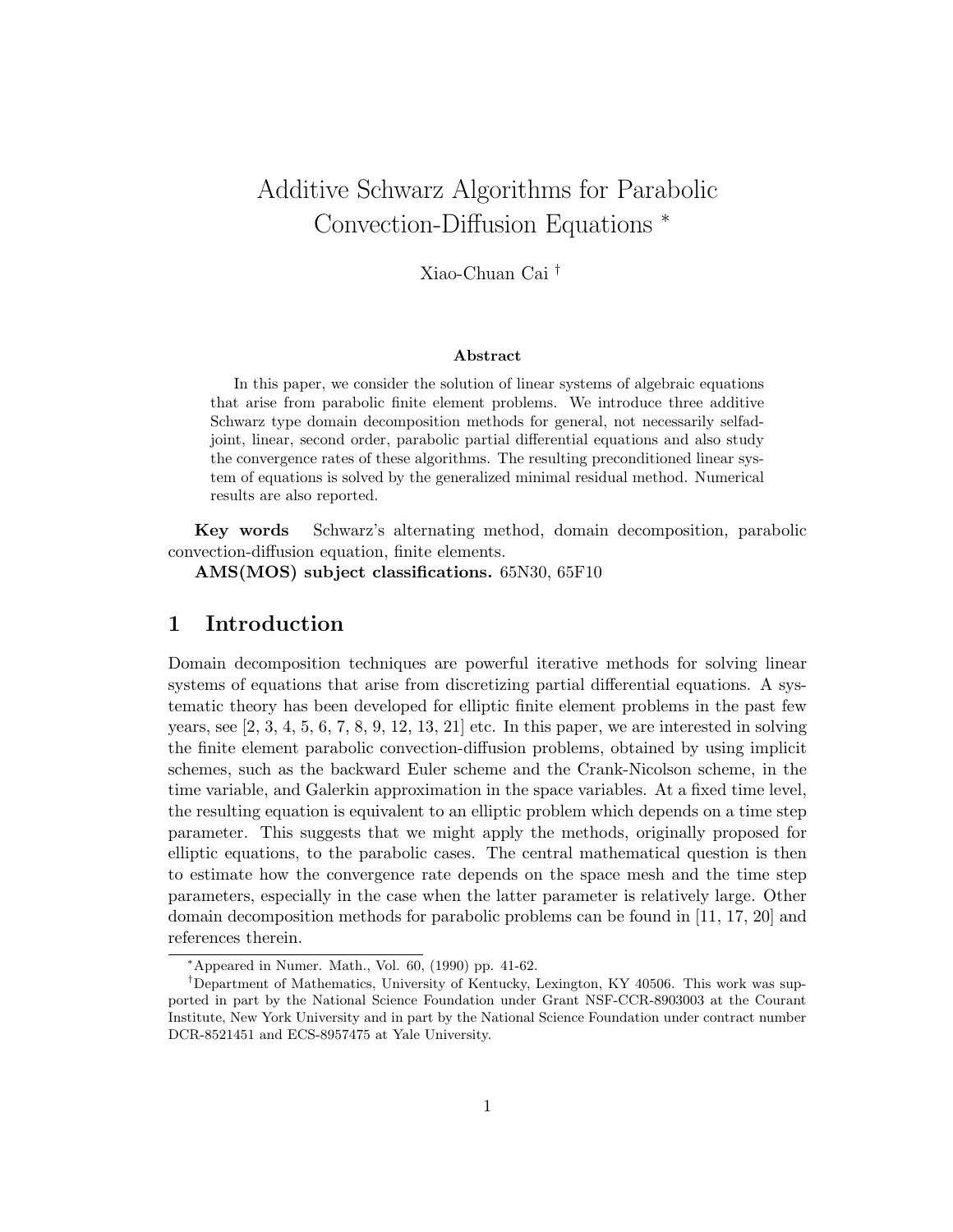# Additive Schwarz Algorithms for Parabolic Convection-Diffusion Equations *

Xiao-Chuan Cai †

**Abstract**

In this paper, we consider the solution of linear systems of algebraic equations that arise from parabolic finite element problems. We introduce three additive Schwarz type domain decomposition methods for general, not necessarily selfadjoint, linear, second order, parabolic partial differential equations and also study the convergence rates of these algorithms. The resulting preconditioned linear system of equations is solved by the generalized minimal residual method. Numerical results are also reported.

**Key words** Schwarz's alternating method, domain decomposition, parabolic convection-diffusion equation, finite elements.

**AMS(MOS) subject classifications.** 65N30, 65F10

## 1 Introduction

Domain decomposition techniques are powerful iterative methods for solving linear systems of equations that arise from discretizing partial differential equations. A systematic theory has been developed for elliptic finite element problems in the past few years, see [2, 3, 4, 5, 6, 7, 8, 9, 12, 13, 21] etc. In this paper, we are interested in solving the finite element parabolic convection-diffusion problems, obtained by using implicit schemes, such as the backward Euler scheme and the Crank-Nicolson scheme, in the time variable, and Galerkin approximation in the space variables. At a fixed time level, the resulting equation is equivalent to an elliptic problem which depends on a time step parameter. This suggests that we might apply the methods, originally proposed for elliptic equations, to the parabolic cases. The central mathematical question is then to estimate how the convergence rate depends on the space mesh and the time step parameters, especially in the case when the latter parameter is relatively large. Other domain decomposition methods for parabolic problems can be found in [11, 17, 20] and references therein.

---

*Appeared in Numer. Math., Vol. 60, (1990) pp. 41-62.

†Department of Mathematics, University of Kentucky, Lexington, KY 40506. This work was supported in part by the National Science Foundation under Grant NSF-CCR-8903003 at the Courant Institute, New York University and in part by the National Science Foundation under contract number DCR-8521451 and ECS-8957475 at Yale University.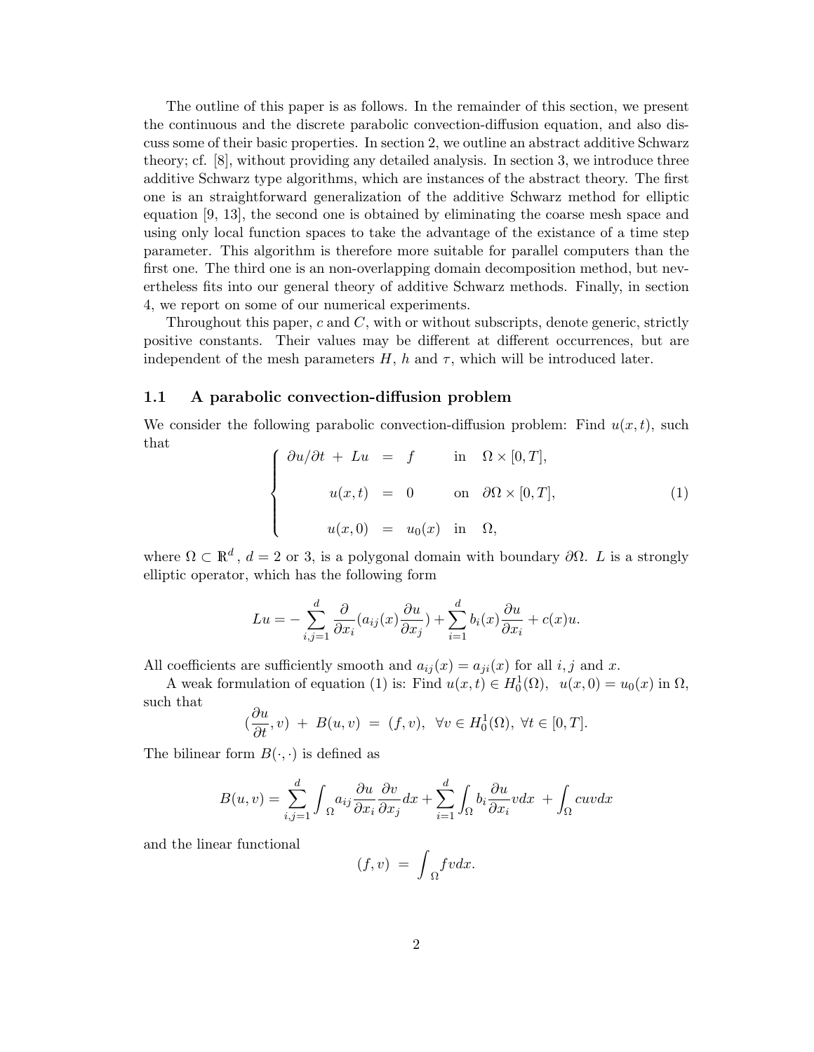The outline of this paper is as follows. In the remainder of this section, we present the continuous and the discrete parabolic convection-diffusion equation, and also discuss some of their basic properties. In section 2, we outline an abstract additive Schwarz theory; cf. [8], without providing any detailed analysis. In section 3, we introduce three additive Schwarz type algorithms, which are instances of the abstract theory. The first one is an straightforward generalization of the additive Schwarz method for elliptic equation [9, 13], the second one is obtained by eliminating the coarse mesh space and using only local function spaces to take the advantage of the existance of a time step parameter. This algorithm is therefore more suitable for parallel computers than the first one. The third one is an non-overlapping domain decomposition method, but nevertheless fits into our general theory of additive Schwarz methods. Finally, in section 4, we report on some of our numerical experiments.

Throughout this paper, $c$ and $C$, with or without subscripts, denote generic, strictly positive constants. Their values may be different at different occurrences, but are independent of the mesh parameters $H$, $h$ and $\tau$, which will be introduced later.

### 1.1 A parabolic convection-diffusion problem

We consider the following parabolic convection-diffusion problem: Find $u(x,t)$, such that

$$
\left\{
\begin{array}{rcll}
\partial u/\partial t \; + \; Lu & = & f & \text{in} \quad \Omega \times [0,T], \\[2ex]
u(x,t) & = & 0 & \text{on} \quad \partial\Omega \times [0,T], \\[2ex]
u(x,0) & = & u_0(x) & \text{in} \quad \Omega,
\end{array}
\right.
\tag{1}
$$

where $\Omega \subset \mathbb{R}^d$, $d = 2$ or $3$, is a polygonal domain with boundary $\partial\Omega$. $L$ is a strongly elliptic operator, which has the following form

$$
Lu = -\sum_{i,j=1}^{d} \frac{\partial}{\partial x_i}(a_{ij}(x)\frac{\partial u}{\partial x_j}) + \sum_{i=1}^{d} b_i(x)\frac{\partial u}{\partial x_i} + c(x)u.
$$

All coefficients are sufficiently smooth and $a_{ij}(x) = a_{ji}(x)$ for all $i,j$ and $x$.

A weak formulation of equation (1) is: Find $u(x,t) \in H_0^1(\Omega)$, $\; u(x,0) = u_0(x)$ in $\Omega$, such that

$$
(\frac{\partial u}{\partial t}, v) \; + \; B(u,v) \; = \; (f,v), \;\; \forall v \in H_0^1(\Omega), \; \forall t \in [0,T].
$$

The bilinear form $B(\cdot,\cdot)$ is defined as

$$
B(u,v) = \sum_{i,j=1}^{d} \int_{\Omega} a_{ij} \frac{\partial u}{\partial x_i}\frac{\partial v}{\partial x_j} dx + \sum_{i=1}^{d} \int_{\Omega} b_i \frac{\partial u}{\partial x_i} v dx \; + \int_{\Omega} cuvdx
$$

and the linear functional

$$
(f,v) \; = \; \int_{\Omega} fvdx.
$$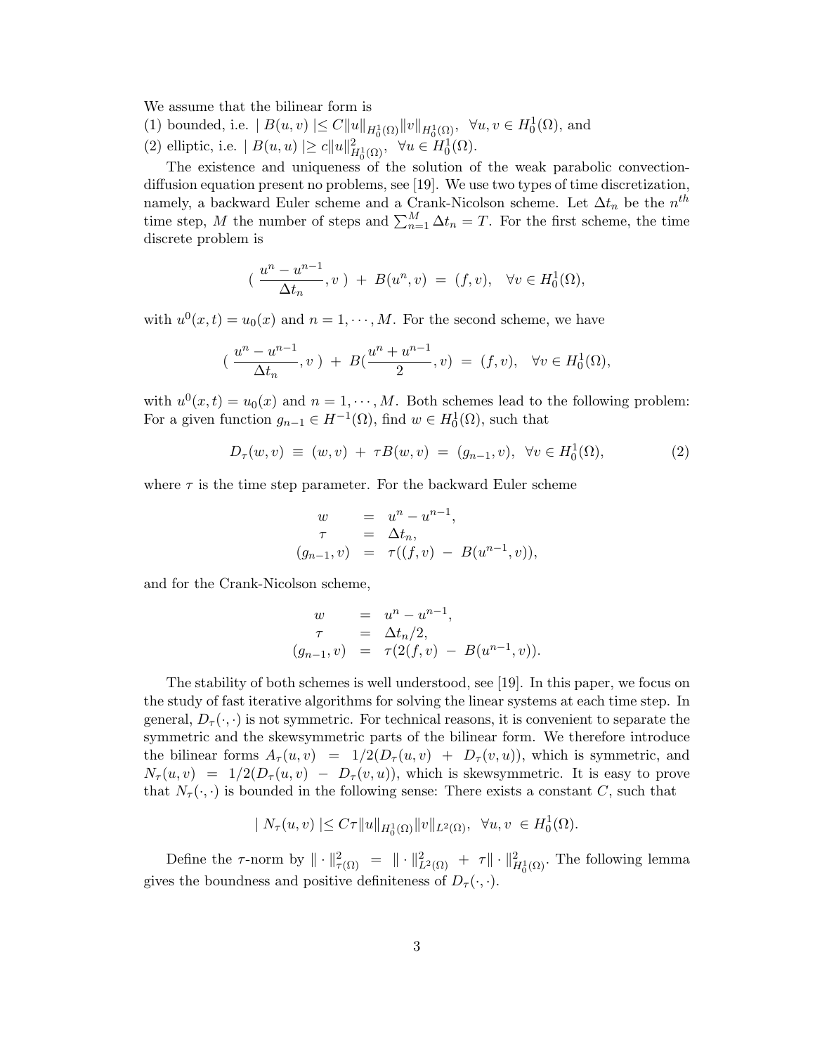We assume that the bilinear form is

(1) bounded, i.e. $\mid B(u,v) \mid \leq C\|u\|_{H_0^1(\Omega)}\|v\|_{H_0^1(\Omega)}, \;\; \forall u,v \in H_0^1(\Omega)$, and

(2) elliptic, i.e. $\mid B(u,u) \mid \geq c\|u\|^2_{H_0^1(\Omega)}, \;\; \forall u \in H_0^1(\Omega)$.

The existence and uniqueness of the solution of the weak parabolic convection-diffusion equation present no problems, see [19]. We use two types of time discretization, namely, a backward Euler scheme and a Crank-Nicolson scheme. Let $\Delta t_n$ be the $n^{th}$ time step, $M$ the number of steps and $\sum_{n=1}^{M} \Delta t_n = T$. For the first scheme, the time discrete problem is

$$( \; \frac{u^n - u^{n-1}}{\Delta t_n}, v \; ) \; + \; B(u^n, v) \; = \; (f, v), \quad \forall v \in H_0^1(\Omega),$$

with $u^0(x,t) = u_0(x)$ and $n = 1, \cdots, M$. For the second scheme, we have

$$( \; \frac{u^n - u^{n-1}}{\Delta t_n}, v \; ) \; + \; B(\frac{u^n + u^{n-1}}{2}, v) \; = \; (f, v), \quad \forall v \in H_0^1(\Omega),$$

with $u^0(x,t) = u_0(x)$ and $n = 1, \cdots, M$. Both schemes lead to the following problem: For a given function $g_{n-1} \in H^{-1}(\Omega)$, find $w \in H_0^1(\Omega)$, such that

$$D_\tau(w, v) \; \equiv \; (w, v) \; + \; \tau B(w, v) \; = \; (g_{n-1}, v), \;\; \forall v \in H_0^1(\Omega), \tag{2}$$

where $\tau$ is the time step parameter. For the backward Euler scheme

$$\begin{aligned} w &= u^n - u^{n-1}, \\ \tau &= \Delta t_n, \\ (g_{n-1}, v) &= \tau((f, v) \; - \; B(u^{n-1}, v)), \end{aligned}$$

and for the Crank-Nicolson scheme,

$$\begin{aligned} w &= u^n - u^{n-1}, \\ \tau &= \Delta t_n/2, \\ (g_{n-1}, v) &= \tau(2(f, v) \; - \; B(u^{n-1}, v)). \end{aligned}$$

The stability of both schemes is well understood, see [19]. In this paper, we focus on the study of fast iterative algorithms for solving the linear systems at each time step. In general, $D_\tau(\cdot,\cdot)$ is not symmetric. For technical reasons, it is convenient to separate the symmetric and the skewsymmetric parts of the bilinear form. We therefore introduce the bilinear forms $A_\tau(u,v) \; = \; 1/2(D_\tau(u,v) \; + \; D_\tau(v,u))$, which is symmetric, and $N_\tau(u,v) \; = \; 1/2(D_\tau(u,v) \; - \; D_\tau(v,u))$, which is skewsymmetric. It is easy to prove that $N_\tau(\cdot,\cdot)$ is bounded in the following sense: There exists a constant $C$, such that

$$\mid N_\tau(u,v) \mid \leq C\tau \|u\|_{H_0^1(\Omega)}\|v\|_{L^2(\Omega)}, \;\; \forall u, v \; \in H_0^1(\Omega).$$

Define the $\tau$-norm by $\| \cdot \|^2_{\tau(\Omega)} \; = \; \| \cdot \|^2_{L^2(\Omega)} \; + \; \tau \| \cdot \|^2_{H_0^1(\Omega)}$. The following lemma gives the boundness and positive definiteness of $D_\tau(\cdot,\cdot)$.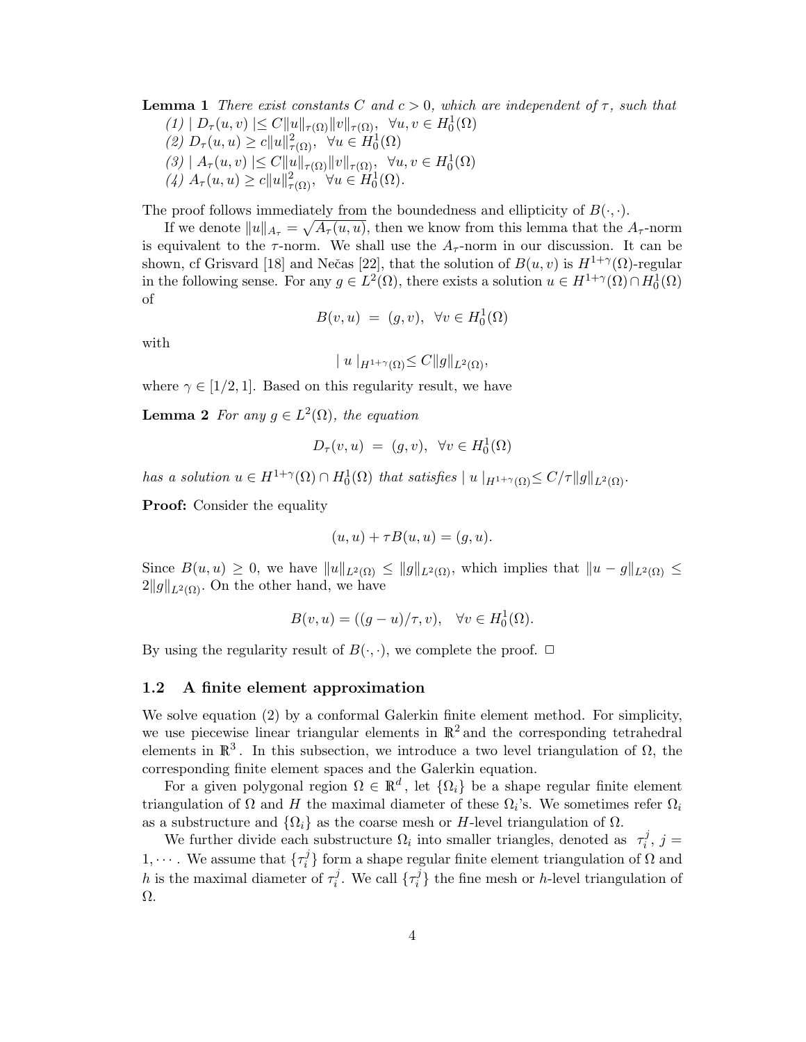**Lemma 1** *There exist constants $C$ and $c > 0$, which are independent of $\tau$, such that*

*(1) $| D_\tau(u,v) |\leq C\|u\|_{\tau(\Omega)}\|v\|_{\tau(\Omega)}, \quad \forall u,v \in H_0^1(\Omega)$*

*(2) $D_\tau(u,u) \geq c\|u\|^2_{\tau(\Omega)}, \quad \forall u \in H_0^1(\Omega)$*

*(3) $| A_\tau(u,v) |\leq C\|u\|_{\tau(\Omega)}\|v\|_{\tau(\Omega)}, \quad \forall u,v \in H_0^1(\Omega)$*

*(4) $A_\tau(u,u) \geq c\|u\|^2_{\tau(\Omega)}, \quad \forall u \in H_0^1(\Omega)$.*

The proof follows immediately from the boundedness and ellipticity of $B(\cdot,\cdot)$.

If we denote $\|u\|_{A_\tau} = \sqrt{A_\tau(u,u)}$, then we know from this lemma that the $A_\tau$-norm is equivalent to the $\tau$-norm. We shall use the $A_\tau$-norm in our discussion. It can be shown, cf Grisvard [18] and Nečas [22], that the solution of $B(u,v)$ is $H^{1+\gamma}(\Omega)$-regular in the following sense. For any $g \in L^2(\Omega)$, there exists a solution $u \in H^{1+\gamma}(\Omega) \cap H_0^1(\Omega)$ of

$$B(v,u) \ = \ (g,v), \ \ \forall v \in H_0^1(\Omega)$$

with

$$| \, u \, |_{H^{1+\gamma}(\Omega)} \leq C\|g\|_{L^2(\Omega)},$$

where $\gamma \in [1/2, 1]$. Based on this regularity result, we have

**Lemma 2** *For any $g \in L^2(\Omega)$, the equation*

$$D_\tau(v,u) \ = \ (g,v), \ \ \forall v \in H_0^1(\Omega)$$

*has a solution $u \in H^{1+\gamma}(\Omega) \cap H_0^1(\Omega)$ that satisfies $| \, u \, |_{H^{1+\gamma}(\Omega)} \leq C/\tau\|g\|_{L^2(\Omega)}$.*

**Proof:** Consider the equality

$$(u,u) + \tau B(u,u) = (g,u).$$

Since $B(u,u) \geq 0$, we have $\|u\|_{L^2(\Omega)} \leq \|g\|_{L^2(\Omega)}$, which implies that $\|u - g\|_{L^2(\Omega)} \leq 2\|g\|_{L^2(\Omega)}$. On the other hand, we have

$$B(v,u) = ((g-u)/\tau, v), \quad \forall v \in H_0^1(\Omega).$$

By using the regularity result of $B(\cdot,\cdot)$, we complete the proof. $\Box$

### 1.2 A finite element approximation

We solve equation (2) by a conformal Galerkin finite element method. For simplicity, we use piecewise linear triangular elements in $\mathbb{R}^2$ and the corresponding tetrahedral elements in $\mathbb{R}^3$. In this subsection, we introduce a two level triangulation of $\Omega$, the corresponding finite element spaces and the Galerkin equation.

For a given polygonal region $\Omega \in \mathbb{R}^d$, let $\{\Omega_i\}$ be a shape regular finite element triangulation of $\Omega$ and $H$ the maximal diameter of these $\Omega_i$'s. We sometimes refer $\Omega_i$ as a substructure and $\{\Omega_i\}$ as the coarse mesh or $H$-level triangulation of $\Omega$.

We further divide each substructure $\Omega_i$ into smaller triangles, denoted as $\tau_i^j$, $j = 1, \cdots$. We assume that $\{\tau_i^j\}$ form a shape regular finite element triangulation of $\Omega$ and $h$ is the maximal diameter of $\tau_i^j$. We call $\{\tau_i^j\}$ the fine mesh or $h$-level triangulation of $\Omega$.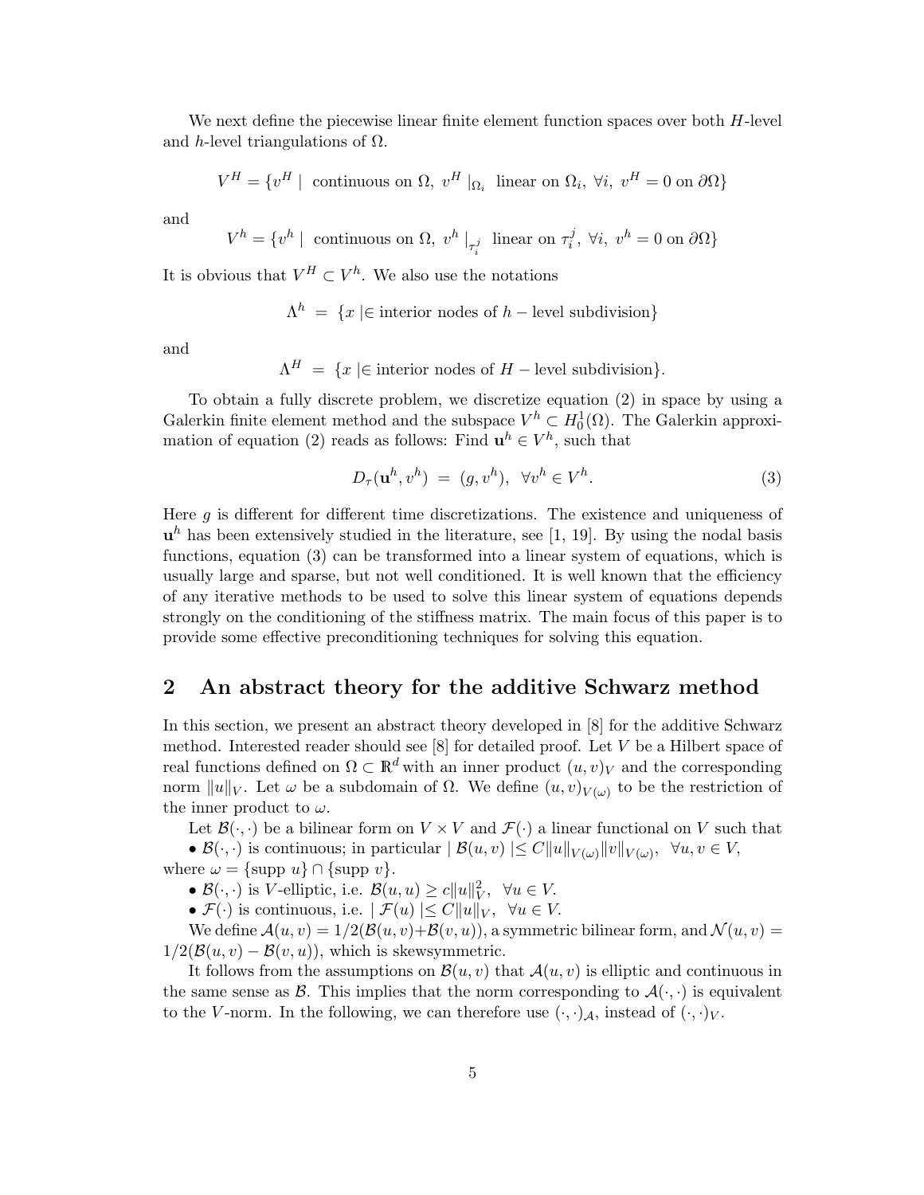We next define the piecewise linear finite element function spaces over both $H$-level and $h$-level triangulations of $\Omega$.

$$V^H = \{v^H \mid \text{ continuous on } \Omega,\ v^H\mid_{\Omega_i} \text{ linear on } \Omega_i,\ \forall i,\ v^H = 0 \text{ on } \partial\Omega\}$$

and

$$V^h = \{v^h \mid \text{ continuous on } \Omega,\ v^h\mid_{\tau_i^j} \text{ linear on } \tau_i^j,\ \forall i,\ v^h = 0 \text{ on } \partial\Omega\}$$

It is obvious that $V^H \subset V^h$. We also use the notations

$$\Lambda^h \ = \ \{x \mid \in \text{interior nodes of } h-\text{level subdivision}\}$$

and

$$\Lambda^H \ = \ \{x \mid \in \text{interior nodes of } H-\text{level subdivision}\}.$$

To obtain a fully discrete problem, we discretize equation (2) in space by using a Galerkin finite element method and the subspace $V^h \subset H_0^1(\Omega)$. The Galerkin approximation of equation (2) reads as follows: Find $\mathbf{u}^h \in V^h$, such that

$$D_\tau(\mathbf{u}^h, v^h) \ = \ (g, v^h), \ \ \forall v^h \in V^h. \tag{3}$$

Here $g$ is different for different time discretizations. The existence and uniqueness of $\mathbf{u}^h$ has been extensively studied in the literature, see [1, 19]. By using the nodal basis functions, equation (3) can be transformed into a linear system of equations, which is usually large and sparse, but not well conditioned. It is well known that the efficiency of any iterative methods to be used to solve this linear system of equations depends strongly on the conditioning of the stiffness matrix. The main focus of this paper is to provide some effective preconditioning techniques for solving this equation.

## 2 An abstract theory for the additive Schwarz method

In this section, we present an abstract theory developed in [8] for the additive Schwarz method. Interested reader should see [8] for detailed proof. Let $V$ be a Hilbert space of real functions defined on $\Omega \subset \mathbb{R}^d$ with an inner product $(u,v)_V$ and the corresponding norm $\|u\|_V$. Let $\omega$ be a subdomain of $\Omega$. We define $(u,v)_{V(\omega)}$ to be the restriction of the inner product to $\omega$.

Let $\mathcal{B}(\cdot,\cdot)$ be a bilinear form on $V \times V$ and $\mathcal{F}(\cdot)$ a linear functional on $V$ such that

- $\mathcal{B}(\cdot,\cdot)$ is continuous; in particular $\mid \mathcal{B}(u,v) \mid\leq C\|u\|_{V(\omega)}\|v\|_{V(\omega)}, \ \ \forall u,v \in V$, where $\omega = \{\text{supp } u\} \cap \{\text{supp } v\}$.
- $\mathcal{B}(\cdot,\cdot)$ is $V$-elliptic, i.e. $\mathcal{B}(u,u) \geq c\|u\|_V^2, \ \ \forall u \in V$.
- $\mathcal{F}(\cdot)$ is continuous, i.e. $\mid \mathcal{F}(u) \mid\leq C\|u\|_V, \ \ \forall u \in V$.

We define $\mathcal{A}(u,v) = 1/2(\mathcal{B}(u,v)+\mathcal{B}(v,u))$, a symmetric bilinear form, and $\mathcal{N}(u,v) = 1/2(\mathcal{B}(u,v) - \mathcal{B}(v,u))$, which is skewsymmetric.

It follows from the assumptions on $\mathcal{B}(u,v)$ that $\mathcal{A}(u,v)$ is elliptic and continuous in the same sense as $\mathcal{B}$. This implies that the norm corresponding to $\mathcal{A}(\cdot,\cdot)$ is equivalent to the $V$-norm. In the following, we can therefore use $(\cdot,\cdot)_{\mathcal{A}}$, instead of $(\cdot,\cdot)_V$.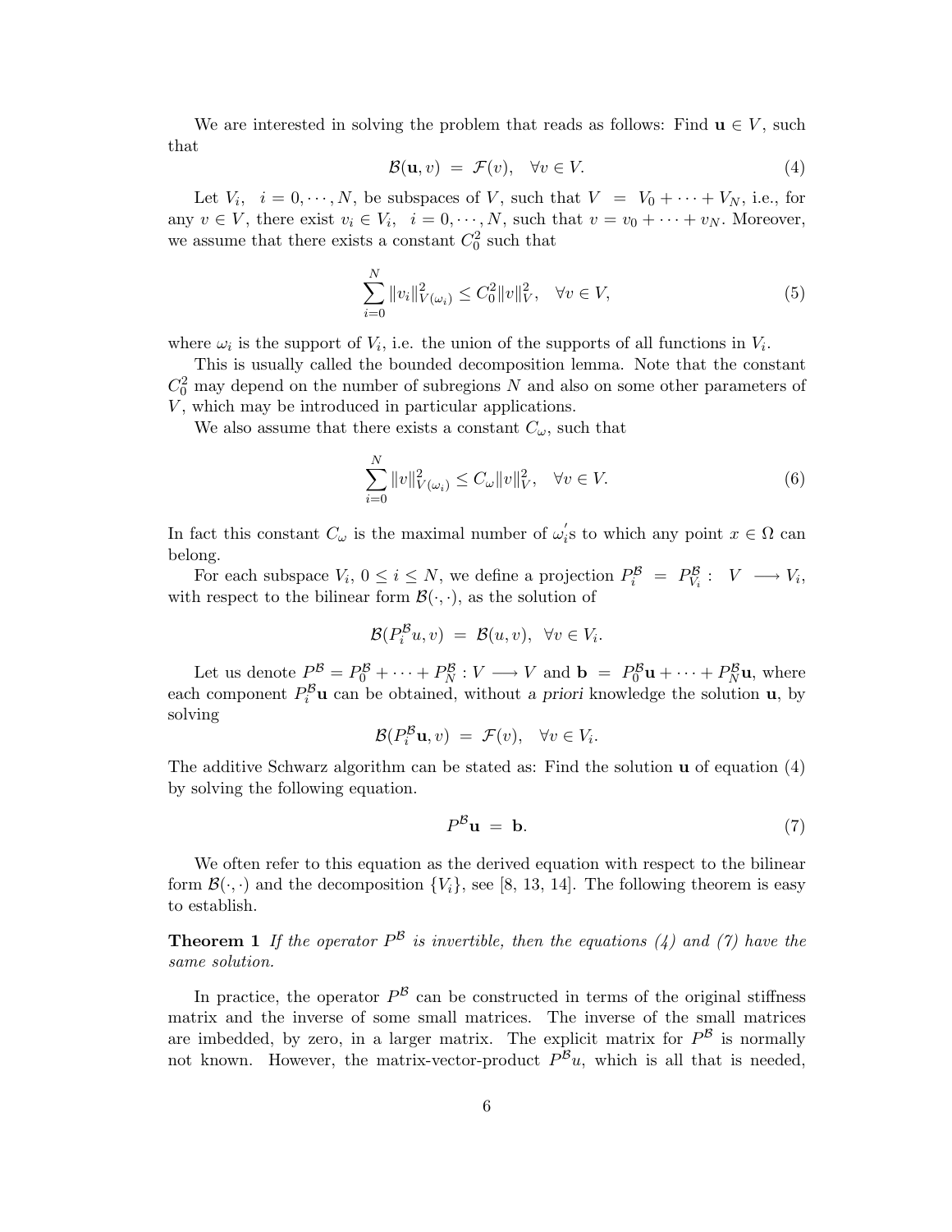We are interested in solving the problem that reads as follows: Find $\mathbf{u} \in V$, such that

$$\mathcal{B}(\mathbf{u}, v) \;=\; \mathcal{F}(v), \quad \forall v \in V. \tag{4}$$

Let $V_i, \quad i = 0, \cdots, N$, be subspaces of $V$, such that $V \;=\; V_0 + \cdots + V_N$, i.e., for any $v \in V$, there exist $v_i \in V_i, \quad i = 0, \cdots, N$, such that $v = v_0 + \cdots + v_N$. Moreover, we assume that there exists a constant $C_0^2$ such that

$$\sum_{i=0}^{N} \|v_i\|^2_{V(\omega_i)} \leq C_0^2 \|v\|^2_V, \quad \forall v \in V, \tag{5}$$

where $\omega_i$ is the support of $V_i$, i.e. the union of the supports of all functions in $V_i$.

This is usually called the bounded decomposition lemma. Note that the constant $C_0^2$ may depend on the number of subregions $N$ and also on some other parameters of $V$, which may be introduced in particular applications.

We also assume that there exists a constant $C_\omega$, such that

$$\sum_{i=0}^{N} \|v\|^2_{V(\omega_i)} \leq C_\omega \|v\|^2_V, \quad \forall v \in V. \tag{6}$$

In fact this constant $C_\omega$ is the maximal number of $\omega_i^{'}$s to which any point $x \in \Omega$ can belong.

For each subspace $V_i$, $0 \leq i \leq N$, we define a projection $P_i^{\mathcal{B}} \;=\; P_{V_i}^{\mathcal{B}} : \;\; V \longrightarrow V_i$, with respect to the bilinear form $\mathcal{B}(\cdot, \cdot)$, as the solution of

$$\mathcal{B}(P_i^{\mathcal{B}} u, v) \;=\; \mathcal{B}(u, v), \;\; \forall v \in V_i.$$

Let us denote $P^{\mathcal{B}} = P_0^{\mathcal{B}} + \cdots + P_N^{\mathcal{B}} : V \longrightarrow V$ and $\mathbf{b} \;=\; P_0^{\mathcal{B}} \mathbf{u} + \cdots + P_N^{\mathcal{B}} \mathbf{u}$, where each component $P_i^{\mathcal{B}} \mathbf{u}$ can be obtained, without *a priori* knowledge the solution $\mathbf{u}$, by solving

$$\mathcal{B}(P_i^{\mathcal{B}} \mathbf{u}, v) \;=\; \mathcal{F}(v), \quad \forall v \in V_i.$$

The additive Schwarz algorithm can be stated as: Find the solution $\mathbf{u}$ of equation (4) by solving the following equation.

$$P^{\mathcal{B}} \mathbf{u} \;=\; \mathbf{b}. \tag{7}$$

We often refer to this equation as the derived equation with respect to the bilinear form $\mathcal{B}(\cdot, \cdot)$ and the decomposition $\{V_i\}$, see [8, 13, 14]. The following theorem is easy to establish.

**Theorem 1** *If the operator $P^{\mathcal{B}}$ is invertible, then the equations (4) and (7) have the same solution.*

In practice, the operator $P^{\mathcal{B}}$ can be constructed in terms of the original stiffness matrix and the inverse of some small matrices. The inverse of the small matrices are imbedded, by zero, in a larger matrix. The explicit matrix for $P^{\mathcal{B}}$ is normally not known. However, the matrix-vector-product $P^{\mathcal{B}} u$, which is all that is needed,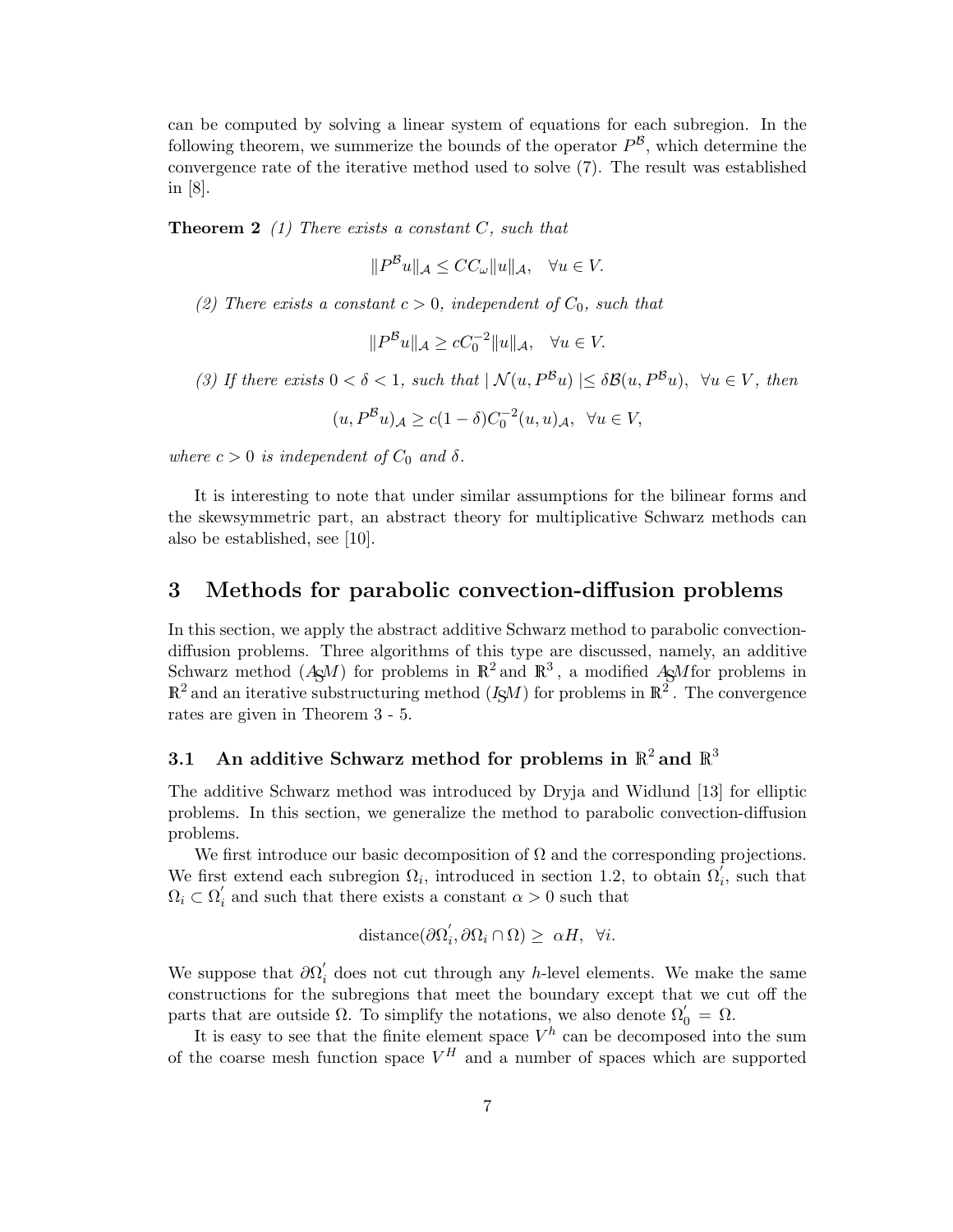can be computed by solving a linear system of equations for each subregion. In the following theorem, we summerize the bounds of the operator $P^{\mathcal{B}}$, which determine the convergence rate of the iterative method used to solve (7). The result was established in [8].

**Theorem 2** *(1) There exists a constant $C$, such that*

$$\|P^{\mathcal{B}}u\|_{\mathcal{A}} \leq CC_{\omega}\|u\|_{\mathcal{A}}, \quad \forall u \in V.$$

*(2) There exists a constant $c > 0$, independent of $C_0$, such that*

$$\|P^{\mathcal{B}}u\|_{\mathcal{A}} \geq cC_0^{-2}\|u\|_{\mathcal{A}}, \quad \forall u \in V.$$

*(3) If there exists $0 < \delta < 1$, such that $|\,\mathcal{N}(u, P^{\mathcal{B}}u)\,| \leq \delta\mathcal{B}(u, P^{\mathcal{B}}u), \;\; \forall u \in V$, then*

$$(u, P^{\mathcal{B}}u)_{\mathcal{A}} \geq c(1-\delta)C_0^{-2}(u, u)_{\mathcal{A}}, \;\; \forall u \in V,$$

*where $c > 0$ is independent of $C_0$ and $\delta$.*

It is interesting to note that under similar assumptions for the bilinear forms and the skewsymmetric part, an abstract theory for multiplicative Schwarz methods can also be established, see [10].

## 3 Methods for parabolic convection-diffusion problems

In this section, we apply the abstract additive Schwarz method to parabolic convection-diffusion problems. Three algorithms of this type are discussed, namely, an additive Schwarz method ($ASM$) for problems in $\mathbb{R}^2$ and $\mathbb{R}^3$, a modified $ASM$ for problems in $\mathbb{R}^2$ and an iterative substructuring method ($ISM$) for problems in $\mathbb{R}^2$. The convergence rates are given in Theorem 3 - 5.

### 3.1 An additive Schwarz method for problems in $\mathbb{R}^2$ and $\mathbb{R}^3$

The additive Schwarz method was introduced by Dryja and Widlund [13] for elliptic problems. In this section, we generalize the method to parabolic convection-diffusion problems.

We first introduce our basic decomposition of $\Omega$ and the corresponding projections. We first extend each subregion $\Omega_i$, introduced in section 1.2, to obtain $\Omega_i^{'}$, such that $\Omega_i \subset \Omega_i^{'}$ and such that there exists a constant $\alpha > 0$ such that

$$\text{distance}(\partial\Omega_i^{'}, \partial\Omega_i \cap \Omega) \geq \;\alpha H, \;\; \forall i.$$

We suppose that $\partial\Omega_i^{'}$ does not cut through any $h$-level elements. We make the same constructions for the subregions that meet the boundary except that we cut off the parts that are outside $\Omega$. To simplify the notations, we also denote $\Omega_0^{'} = \Omega$.

It is easy to see that the finite element space $V^h$ can be decomposed into the sum of the coarse mesh function space $V^H$ and a number of spaces which are supported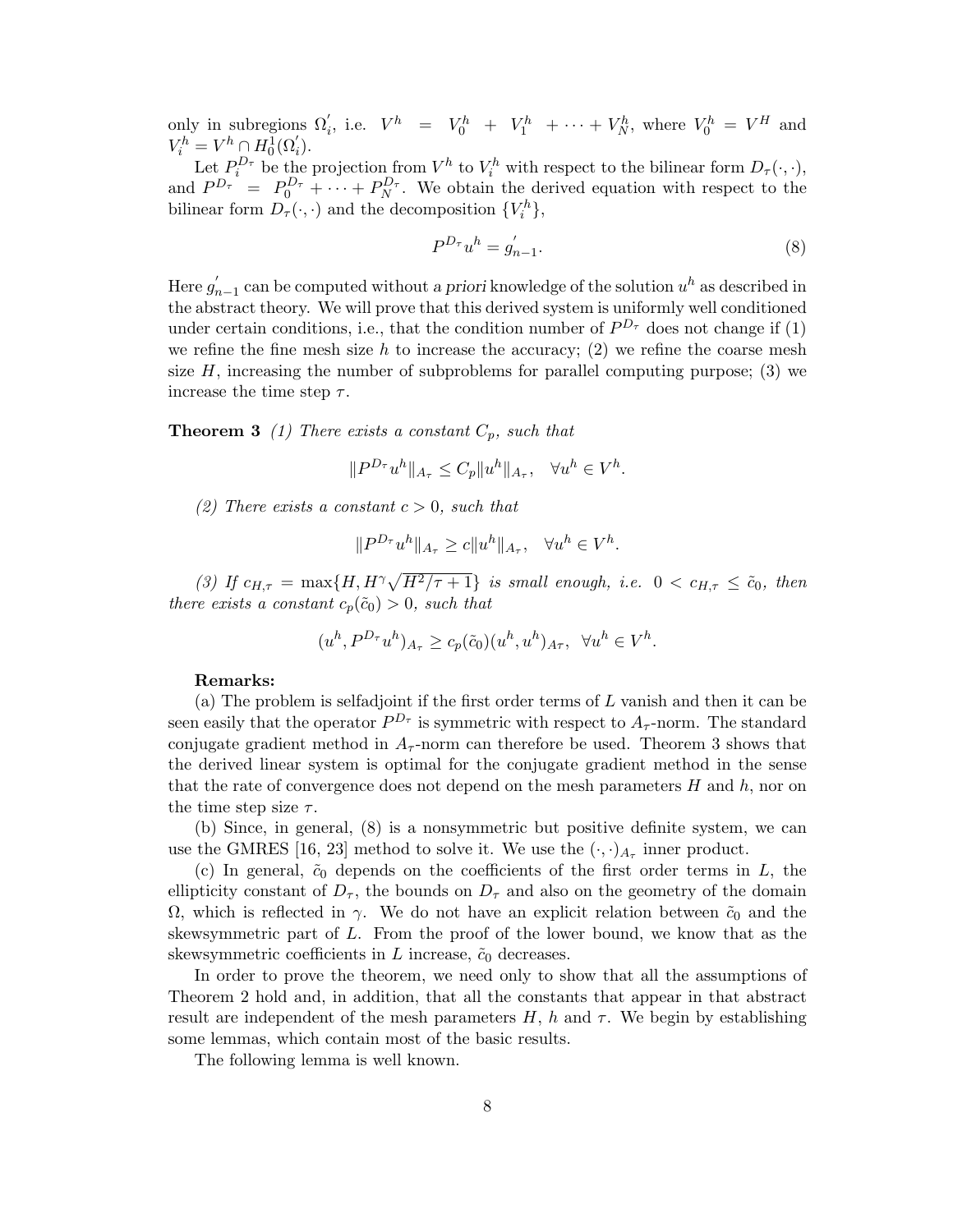only in subregions $\Omega_i^{'}$, i.e. $V^h = V_0^h + V_1^h + \cdots + V_N^h$, where $V_0^h = V^H$ and $V_i^h = V^h \cap H_0^1(\Omega_i^{'})$.

Let $P_i^{D_\tau}$ be the projection from $V^h$ to $V_i^h$ with respect to the bilinear form $D_\tau(\cdot,\cdot)$, and $P^{D_\tau} = P_0^{D_\tau} + \cdots + P_N^{D_\tau}$. We obtain the derived equation with respect to the bilinear form $D_\tau(\cdot,\cdot)$ and the decomposition $\{V_i^h\}$,

$$P^{D_\tau} u^h = g_{n-1}^{'}. \tag{8}$$

Here $g_{n-1}^{'}$ can be computed without *a priori* knowledge of the solution $u^h$ as described in the abstract theory. We will prove that this derived system is uniformly well conditioned under certain conditions, i.e., that the condition number of $P^{D_\tau}$ does not change if (1) we refine the fine mesh size $h$ to increase the accuracy; (2) we refine the coarse mesh size $H$, increasing the number of subproblems for parallel computing purpose; (3) we increase the time step $\tau$.

**Theorem 3** *(1) There exists a constant $C_p$, such that*

$$\|P^{D_\tau} u^h\|_{A_\tau} \leq C_p \|u^h\|_{A_\tau}, \quad \forall u^h \in V^h.$$

*(2) There exists a constant $c > 0$, such that*

$$\|P^{D_\tau} u^h\|_{A_\tau} \geq c \|u^h\|_{A_\tau}, \quad \forall u^h \in V^h.$$

*(3) If $c_{H,\tau} = \max\{H, H^\gamma \sqrt{H^2/\tau + 1}\}$ is small enough, i.e. $0 < c_{H,\tau} \leq \tilde{c}_0$, then there exists a constant $c_p(\tilde{c}_0) > 0$, such that*

$$(u^h, P^{D_\tau} u^h)_{A_\tau} \geq c_p(\tilde{c}_0)(u^h, u^h)_{A\tau}, \quad \forall u^h \in V^h.$$

**Remarks:**

(a) The problem is selfadjoint if the first order terms of $L$ vanish and then it can be seen easily that the operator $P^{D_\tau}$ is symmetric with respect to $A_\tau$-norm. The standard conjugate gradient method in $A_\tau$-norm can therefore be used. Theorem 3 shows that the derived linear system is optimal for the conjugate gradient method in the sense that the rate of convergence does not depend on the mesh parameters $H$ and $h$, nor on the time step size $\tau$.

(b) Since, in general, (8) is a nonsymmetric but positive definite system, we can use the GMRES [16, 23] method to solve it. We use the $(\cdot,\cdot)_{A_\tau}$ inner product.

(c) In general, $\tilde{c}_0$ depends on the coefficients of the first order terms in $L$, the ellipticity constant of $D_\tau$, the bounds on $D_\tau$ and also on the geometry of the domain $\Omega$, which is reflected in $\gamma$. We do not have an explicit relation between $\tilde{c}_0$ and the skewsymmetric part of $L$. From the proof of the lower bound, we know that as the skewsymmetric coefficients in $L$ increase, $\tilde{c}_0$ decreases.

In order to prove the theorem, we need only to show that all the assumptions of Theorem 2 hold and, in addition, that all the constants that appear in that abstract result are independent of the mesh parameters $H$, $h$ and $\tau$. We begin by establishing some lemmas, which contain most of the basic results.

The following lemma is well known.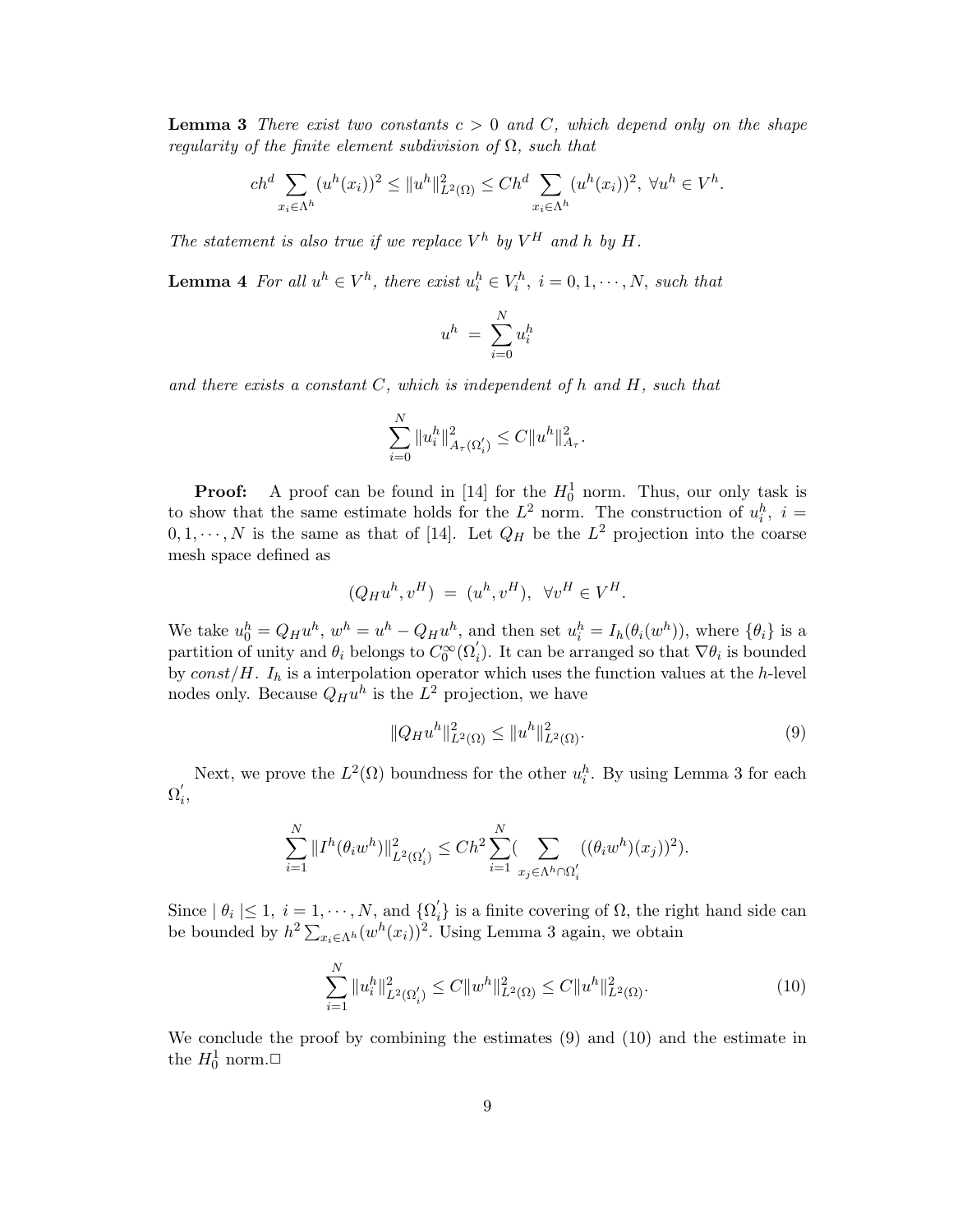**Lemma 3** *There exist two constants $c > 0$ and $C$, which depend only on the shape regularity of the finite element subdivision of $\Omega$, such that*

$$ch^d \sum_{x_i \in \Lambda^h} (u^h(x_i))^2 \leq \|u^h\|^2_{L^2(\Omega)} \leq Ch^d \sum_{x_i \in \Lambda^h} (u^h(x_i))^2, \ \forall u^h \in V^h.$$

*The statement is also true if we replace $V^h$ by $V^H$ and $h$ by $H$.*

**Lemma 4** *For all $u^h \in V^h$, there exist $u_i^h \in V_i^h$, $i = 0, 1, \cdots, N$, such that*

$$u^h \ = \ \sum_{i=0}^{N} u_i^h$$

*and there exists a constant $C$, which is independent of $h$ and $H$, such that*

$$\sum_{i=0}^{N} \|u_i^h\|^2_{A_\tau(\Omega_i')} \leq C\|u^h\|^2_{A_\tau}.$$

**Proof:** A proof can be found in [14] for the $H_0^1$ norm. Thus, our only task is to show that the same estimate holds for the $L^2$ norm. The construction of $u_i^h$, $i = 0, 1, \cdots, N$ is the same as that of [14]. Let $Q_H$ be the $L^2$ projection into the coarse mesh space defined as

$$(Q_H u^h, v^H) \ = \ (u^h, v^H), \ \ \forall v^H \in V^H.$$

We take $u_0^h = Q_H u^h$, $w^h = u^h - Q_H u^h$, and then set $u_i^h = I_h(\theta_i(w^h))$, where $\{\theta_i\}$ is a partition of unity and $\theta_i$ belongs to $C_0^\infty(\Omega_i')$. It can be arranged so that $\nabla\theta_i$ is bounded by $const/H$. $I_h$ is a interpolation operator which uses the function values at the $h$-level nodes only. Because $Q_H u^h$ is the $L^2$ projection, we have

$$\|Q_H u^h\|^2_{L^2(\Omega)} \leq \|u^h\|^2_{L^2(\Omega)}. \tag{9}$$

Next, we prove the $L^2(\Omega)$ boundness for the other $u_i^h$. By using Lemma 3 for each $\Omega_i'$,

$$\sum_{i=1}^{N} \|I^h(\theta_i w^h)\|^2_{L^2(\Omega_i')} \leq Ch^2 \sum_{i=1}^{N} (\sum_{x_j \in \Lambda^h \cap \Omega_i'} ((\theta_i w^h)(x_j))^2).$$

Since $| \theta_i | \leq 1, \ i = 1, \cdots, N$, and $\{\Omega_i'\}$ is a finite covering of $\Omega$, the right hand side can be bounded by $h^2 \sum_{x_i \in \Lambda^h} (w^h(x_i))^2$. Using Lemma 3 again, we obtain

$$\sum_{i=1}^{N} \|u_i^h\|^2_{L^2(\Omega_i')} \leq C\|w^h\|^2_{L^2(\Omega)} \leq C\|u^h\|^2_{L^2(\Omega)}. \tag{10}$$

We conclude the proof by combining the estimates (9) and (10) and the estimate in the $H_0^1$ norm.□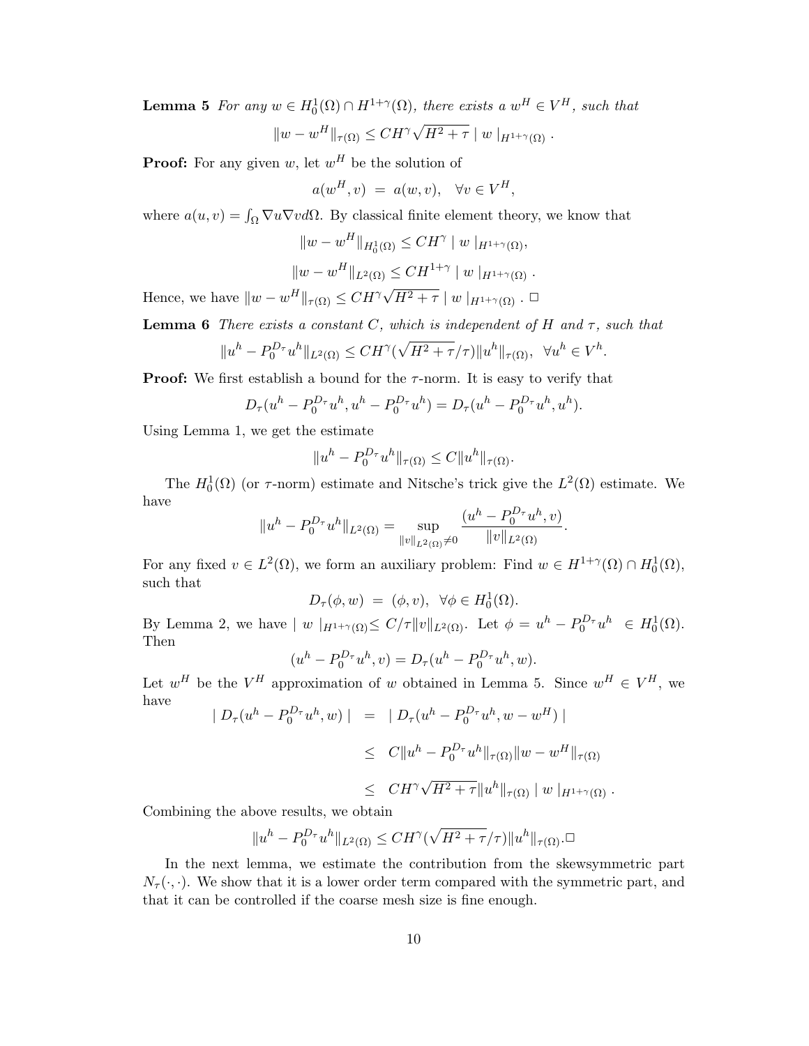**Lemma 5** *For any $w \in H_0^1(\Omega) \cap H^{1+\gamma}(\Omega)$, there exists a $w^H \in V^H$, such that*

$$\|w - w^H\|_{\tau(\Omega)} \leq CH^\gamma \sqrt{H^2 + \tau} \mid w \mid_{H^{1+\gamma}(\Omega)} .$$

**Proof:** For any given $w$, let $w^H$ be the solution of

$$a(w^H, v) \ = \ a(w, v), \quad \forall v \in V^H,$$

where $a(u, v) = \int_\Omega \nabla u \nabla v d\Omega$. By classical finite element theory, we know that

$$\|w - w^H\|_{H_0^1(\Omega)} \leq CH^\gamma \mid w \mid_{H^{1+\gamma}(\Omega)},$$

$$\|w - w^H\|_{L^2(\Omega)} \leq CH^{1+\gamma} \mid w \mid_{H^{1+\gamma}(\Omega)} .$$

Hence, we have $\|w - w^H\|_{\tau(\Omega)} \leq CH^\gamma \sqrt{H^2 + \tau} \mid w \mid_{H^{1+\gamma}(\Omega)}$ . $\Box$

**Lemma 6** *There exists a constant $C$, which is independent of $H$ and $\tau$, such that*

$$\|u^h - P_0^{D_\tau} u^h\|_{L^2(\Omega)} \leq CH^\gamma (\sqrt{H^2 + \tau}/\tau) \|u^h\|_{\tau(\Omega)}, \ \ \forall u^h \in V^h.$$

**Proof:** We first establish a bound for the $\tau$-norm. It is easy to verify that

$$D_\tau(u^h - P_0^{D_\tau} u^h, u^h - P_0^{D_\tau} u^h) = D_\tau(u^h - P_0^{D_\tau} u^h, u^h).$$

Using Lemma 1, we get the estimate

$$\|u^h - P_0^{D_\tau} u^h\|_{\tau(\Omega)} \leq C\|u^h\|_{\tau(\Omega)}.$$

The $H_0^1(\Omega)$ (or $\tau$-norm) estimate and Nitsche's trick give the $L^2(\Omega)$ estimate. We have

$$\|u^h - P_0^{D_\tau} u^h\|_{L^2(\Omega)} = \sup_{\|v\|_{L^2(\Omega)} \neq 0} \frac{(u^h - P_0^{D_\tau} u^h, v)}{\|v\|_{L^2(\Omega)}}.$$

For any fixed $v \in L^2(\Omega)$, we form an auxiliary problem: Find $w \in H^{1+\gamma}(\Omega) \cap H_0^1(\Omega)$, such that

$$D_\tau(\phi, w) \ = \ (\phi, v), \ \ \forall \phi \in H_0^1(\Omega).$$

By Lemma 2, we have $\mid w \mid_{H^{1+\gamma}(\Omega)} \leq C/\tau \|v\|_{L^2(\Omega)}$. Let $\phi = u^h - P_0^{D_\tau} u^h \ \in H_0^1(\Omega)$. Then

$$(u^h - P_0^{D_\tau} u^h, v) = D_\tau(u^h - P_0^{D_\tau} u^h, w).$$

Let $w^H$ be the $V^H$ approximation of $w$ obtained in Lemma 5. Since $w^H \in V^H$, we have

$$\begin{aligned}
\mid D_\tau(u^h - P_0^{D_\tau} u^h, w) \mid \ &= \ \mid D_\tau(u^h - P_0^{D_\tau} u^h, w - w^H) \mid \\
&\leq \ C\|u^h - P_0^{D_\tau} u^h\|_{\tau(\Omega)} \|w - w^H\|_{\tau(\Omega)} \\
&\leq \ CH^\gamma \sqrt{H^2 + \tau} \|u^h\|_{\tau(\Omega)} \mid w \mid_{H^{1+\gamma}(\Omega)} .
\end{aligned}$$

Combining the above results, we obtain

$$\|u^h - P_0^{D_\tau} u^h\|_{L^2(\Omega)} \leq CH^\gamma (\sqrt{H^2 + \tau}/\tau) \|u^h\|_{\tau(\Omega)}. \Box$$

In the next lemma, we estimate the contribution from the skewsymmetric part $N_\tau(\cdot, \cdot)$. We show that it is a lower order term compared with the symmetric part, and that it can be controlled if the coarse mesh size is fine enough.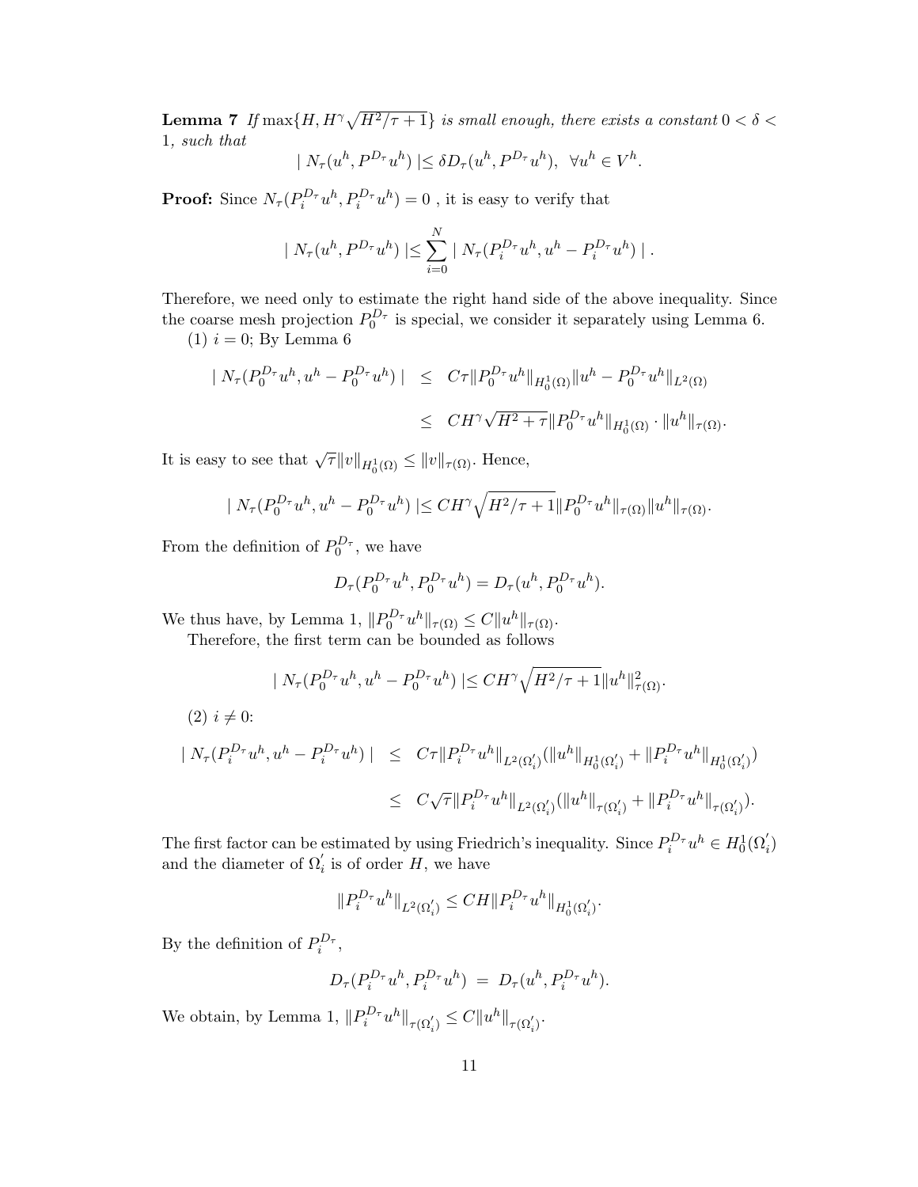**Lemma 7** *If* $\max\{H, H^{\gamma}\sqrt{H^2/\tau+1}\}$ *is small enough, there exists a constant* $0<\delta<1$*, such that*

$$| N_\tau(u^h, P^{D_\tau}u^h) | \leq \delta D_\tau(u^h, P^{D_\tau}u^h), \quad \forall u^h \in V^h.$$

**Proof:** Since $N_\tau(P_i^{D_\tau}u^h, P_i^{D_\tau}u^h) = 0$ , it is easy to verify that

$$| N_\tau(u^h, P^{D_\tau}u^h) | \leq \sum_{i=0}^{N} | N_\tau(P_i^{D_\tau}u^h, u^h - P_i^{D_\tau}u^h) | .$$

Therefore, we need only to estimate the right hand side of the above inequality. Since the coarse mesh projection $P_0^{D_\tau}$ is special, we consider it separately using Lemma 6.

(1) $i=0$; By Lemma 6

$$\begin{aligned}
| N_\tau(P_0^{D_\tau}u^h, u^h - P_0^{D_\tau}u^h) | &\leq C\tau \|P_0^{D_\tau}u^h\|_{H_0^1(\Omega)} \|u^h - P_0^{D_\tau}u^h\|_{L^2(\Omega)} \\
&\leq CH^{\gamma}\sqrt{H^2+\tau}\|P_0^{D_\tau}u^h\|_{H_0^1(\Omega)} \cdot \|u^h\|_{\tau(\Omega)}.
\end{aligned}$$

It is easy to see that $\sqrt{\tau}\|v\|_{H_0^1(\Omega)} \leq \|v\|_{\tau(\Omega)}$. Hence,

$$| N_\tau(P_0^{D_\tau}u^h, u^h - P_0^{D_\tau}u^h) | \leq CH^{\gamma}\sqrt{H^2/\tau+1}\|P_0^{D_\tau}u^h\|_{\tau(\Omega)}\|u^h\|_{\tau(\Omega)}.$$

From the definition of $P_0^{D_\tau}$, we have

$$D_\tau(P_0^{D_\tau}u^h, P_0^{D_\tau}u^h) = D_\tau(u^h, P_0^{D_\tau}u^h).$$

We thus have, by Lemma 1, $\|P_0^{D_\tau}u^h\|_{\tau(\Omega)} \leq C\|u^h\|_{\tau(\Omega)}$.

Therefore, the first term can be bounded as follows

$$| N_\tau(P_0^{D_\tau}u^h, u^h - P_0^{D_\tau}u^h) | \leq CH^{\gamma}\sqrt{H^2/\tau+1}\|u^h\|^2_{\tau(\Omega)}.$$

(2) $i \neq 0$:

$$\begin{aligned}
| N_\tau(P_i^{D_\tau}u^h, u^h - P_i^{D_\tau}u^h) | &\leq C\tau\|P_i^{D_\tau}u^h\|_{L^2(\Omega_i')}(\|u^h\|_{H_0^1(\Omega_i')} + \|P_i^{D_\tau}u^h\|_{H_0^1(\Omega_i')}) \\
&\leq C\sqrt{\tau}\|P_i^{D_\tau}u^h\|_{L^2(\Omega_i')}(\|u^h\|_{\tau(\Omega_i')} + \|P_i^{D_\tau}u^h\|_{\tau(\Omega_i')}).
\end{aligned}$$

The first factor can be estimated by using Friedrich's inequality. Since $P_i^{D_\tau}u^h \in H_0^1(\Omega_i')$ and the diameter of $\Omega_i'$ is of order $H$, we have

$$\|P_i^{D_\tau}u^h\|_{L^2(\Omega_i')} \leq CH\|P_i^{D_\tau}u^h\|_{H_0^1(\Omega_i')}.$$

By the definition of $P_i^{D_\tau}$,

$$D_\tau(P_i^{D_\tau}u^h, P_i^{D_\tau}u^h) \;=\; D_\tau(u^h, P_i^{D_\tau}u^h).$$

We obtain, by Lemma 1, $\|P_i^{D_\tau}u^h\|_{\tau(\Omega_i')} \leq C\|u^h\|_{\tau(\Omega_i')}$.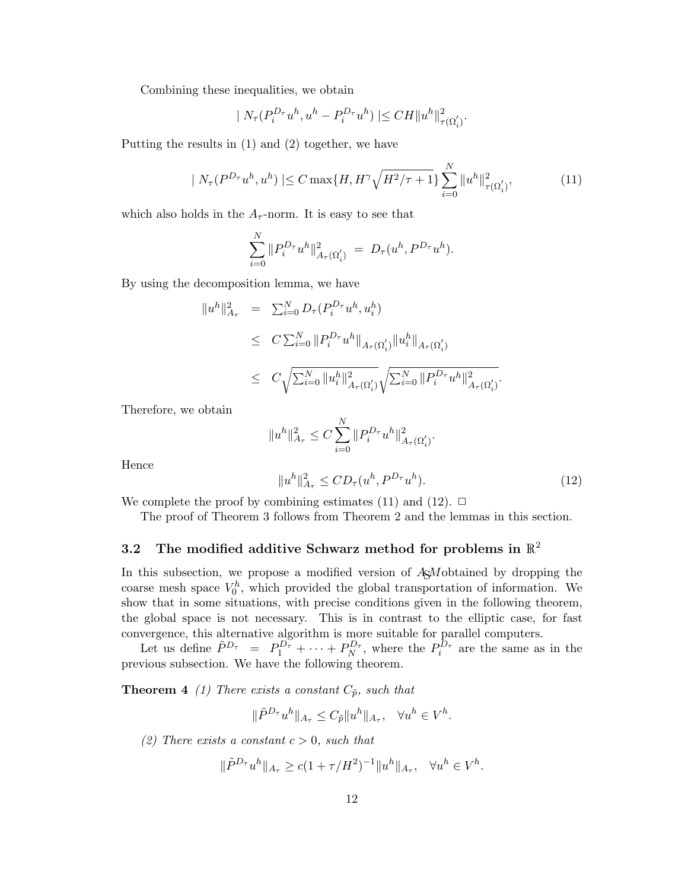Combining these inequalities, we obtain

$$| N_\tau(P_i^{D_\tau} u^h, u^h - P_i^{D_\tau} u^h) | \leq CH \|u^h\|^2_{\tau(\Omega_i')}.$$

Putting the results in (1) and (2) together, we have

$$| N_\tau(P^{D_\tau} u^h, u^h) | \leq C \max\{H, H^\gamma \sqrt{H^2/\tau + 1}\} \sum_{i=0}^{N} \|u^h\|^2_{\tau(\Omega_i')}, \tag{11}$$

which also holds in the $A_\tau$-norm. It is easy to see that

$$\sum_{i=0}^{N} \|P_i^{D_\tau} u^h\|^2_{A_\tau(\Omega_i')} \ = \ D_\tau(u^h, P^{D_\tau} u^h).$$

By using the decomposition lemma, we have

$$\begin{aligned}
\|u^h\|^2_{A_\tau} &= \textstyle\sum_{i=0}^{N} D_\tau(P_i^{D_\tau} u^h, u_i^h) \\
&\leq C \textstyle\sum_{i=0}^{N} \|P_i^{D_\tau} u^h\|_{A_\tau(\Omega_i')} \|u_i^h\|_{A_\tau(\Omega_i')} \\
&\leq C \sqrt{\textstyle\sum_{i=0}^{N} \|u_i^h\|^2_{A_\tau(\Omega_i')}} \sqrt{\textstyle\sum_{i=0}^{N} \|P_i^{D_\tau} u^h\|^2_{A_\tau(\Omega_i')}}.
\end{aligned}$$

Therefore, we obtain

$$\|u^h\|^2_{A_\tau} \leq C \sum_{i=0}^{N} \|P_i^{D_\tau} u^h\|^2_{A_\tau(\Omega_i')}.$$

Hence

$$\|u^h\|^2_{A_\tau} \leq C D_\tau(u^h, P^{D_\tau} u^h). \tag{12}$$

We complete the proof by combining estimates (11) and (12). $\square$

The proof of Theorem 3 follows from Theorem 2 and the lemmas in this section.

### 3.2 The modified additive Schwarz method for problems in $\mathbb{R}^2$

In this subsection, we propose a modified version of ASM obtained by dropping the coarse mesh space $V_0^h$, which provided the global transportation of information. We show that in some situations, with precise conditions given in the following theorem, the global space is not necessary. This is in contrast to the elliptic case, for fast convergence, this alternative algorithm is more suitable for parallel computers.

Let us define $\tilde{P}^{D_\tau} \ = \ P_1^{D_\tau} + \cdots + P_N^{D_\tau}$, where the $P_i^{D_\tau}$ are the same as in the previous subsection. We have the following theorem.

**Theorem 4** *(1) There exists a constant $C_{\tilde{p}}$, such that*

$$\|\tilde{P}^{D_\tau} u^h\|_{A_\tau} \leq C_{\tilde{p}} \|u^h\|_{A_\tau}, \quad \forall u^h \in V^h.$$

*(2) There exists a constant $c > 0$, such that*

$$\|\tilde{P}^{D_\tau} u^h\|_{A_\tau} \geq c(1 + \tau/H^2)^{-1} \|u^h\|_{A_\tau}, \quad \forall u^h \in V^h.$$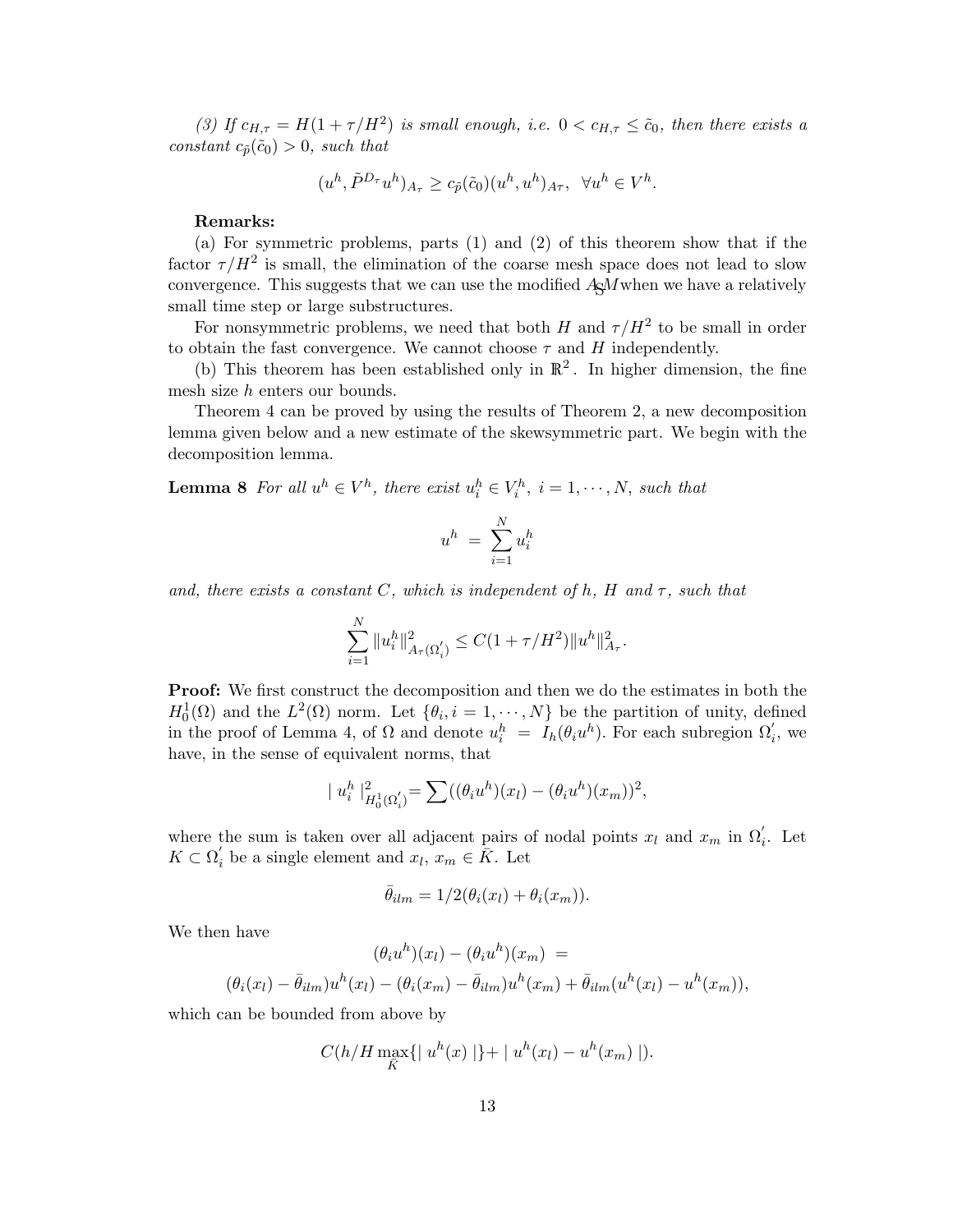*(3) If $c_{H,\tau} = H(1 + \tau/H^2)$ is small enough, i.e. $0 < c_{H,\tau} \le \tilde{c}_0$, then there exists a constant $c_{\tilde{p}}(\tilde{c}_0) > 0$, such that*

$$(u^h, \tilde{P}^{D_\tau} u^h)_{A_\tau} \ge c_{\tilde{p}}(\tilde{c}_0)(u^h, u^h)_{A\tau}, \quad \forall u^h \in V^h.$$

**Remarks:**

(a) For symmetric problems, parts (1) and (2) of this theorem show that if the factor $\tau/H^2$ is small, the elimination of the coarse mesh space does not lead to slow convergence. This suggests that we can use the modified $ASM$ when we have a relatively small time step or large substructures.

For nonsymmetric problems, we need that both $H$ and $\tau/H^2$ to be small in order to obtain the fast convergence. We cannot choose $\tau$ and $H$ independently.

(b) This theorem has been established only in $\mathbb{R}^2$. In higher dimension, the fine mesh size $h$ enters our bounds.

Theorem 4 can be proved by using the results of Theorem 2, a new decomposition lemma given below and a new estimate of the skewsymmetric part. We begin with the decomposition lemma.

**Lemma 8** *For all $u^h \in V^h$, there exist $u_i^h \in V_i^h$, $i = 1, \cdots, N$, such that*

$$u^h = \sum_{i=1}^{N} u_i^h$$

*and, there exists a constant $C$, which is independent of $h$, $H$ and $\tau$, such that*

$$\sum_{i=1}^{N} \|u_i^h\|^2_{A_\tau(\Omega_i')} \le C(1 + \tau/H^2)\|u^h\|^2_{A_\tau}.$$

**Proof:** We first construct the decomposition and then we do the estimates in both the $H_0^1(\Omega)$ and the $L^2(\Omega)$ norm. Let $\{\theta_i, i = 1, \cdots, N\}$ be the partition of unity, defined in the proof of Lemma 4, of $\Omega$ and denote $u_i^h = I_h(\theta_i u^h)$. For each subregion $\Omega_i'$, we have, in the sense of equivalent norms, that

$$| u_i^h |^2_{H_0^1(\Omega_i')} = \sum((\theta_i u^h)(x_l) - (\theta_i u^h)(x_m))^2,$$

where the sum is taken over all adjacent pairs of nodal points $x_l$ and $x_m$ in $\Omega_i'$. Let $K \subset \Omega_i'$ be a single element and $x_l$, $x_m \in \bar{K}$. Let

$$\bar{\theta}_{ilm} = 1/2(\theta_i(x_l) + \theta_i(x_m)).$$

We then have

$$(\theta_i u^h)(x_l) - (\theta_i u^h)(x_m) =$$

$$(\theta_i(x_l) - \bar{\theta}_{ilm})u^h(x_l) - (\theta_i(x_m) - \bar{\theta}_{ilm})u^h(x_m) + \bar{\theta}_{ilm}(u^h(x_l) - u^h(x_m)),$$

which can be bounded from above by

$$C(h/H \max_{\bar{K}}\{| u^h(x) |\} + | u^h(x_l) - u^h(x_m) |).$$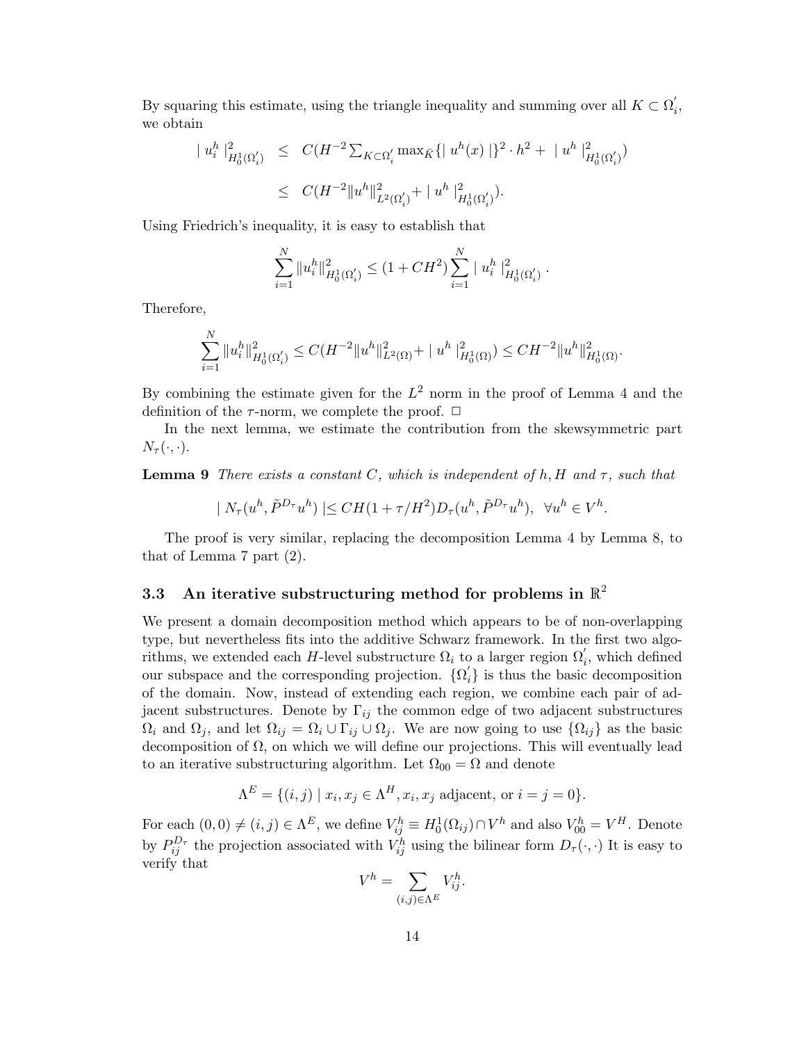By squaring this estimate, using the triangle inequality and summing over all $K \subset \Omega_i^{'}$, we obtain

$$
\begin{aligned}
| \, u_i^h \, |^2_{H_0^1(\Omega_i^{'})} &\leq C(H^{-2} \textstyle\sum_{K \subset \Omega_i^{'}} \max_{\bar{K}} \{| \, u^h(x) \, |\}^2 \cdot h^2 + \, | \, u^h \, |^2_{H_0^1(\Omega_i^{'})}) \\
&\leq C(H^{-2} \|u^h\|^2_{L^2(\Omega_i^{'})} + \, | \, u^h \, |^2_{H_0^1(\Omega_i^{'})}).
\end{aligned}
$$

Using Friedrich's inequality, it is easy to establish that

$$
\sum_{i=1}^{N} \|u_i^h\|^2_{H_0^1(\Omega_i^{'})} \leq (1 + CH^2) \sum_{i=1}^{N} | \, u_i^h \, |^2_{H_0^1(\Omega_i^{'})} \, .
$$

Therefore,

$$
\sum_{i=1}^{N} \|u_i^h\|^2_{H_0^1(\Omega_i^{'})} \leq C(H^{-2} \|u^h\|^2_{L^2(\Omega)} + \, | \, u^h \, |^2_{H_0^1(\Omega)}) \leq CH^{-2} \|u^h\|^2_{H_0^1(\Omega)}.
$$

By combining the estimate given for the $L^2$ norm in the proof of Lemma 4 and the definition of the $\tau$-norm, we complete the proof. $\Box$

In the next lemma, we estimate the contribution from the skewsymmetric part $N_\tau(\cdot, \cdot)$.

**Lemma 9** *There exists a constant $C$, which is independent of $h, H$ and $\tau$, such that*

$$
| \, N_\tau(u^h, \tilde{P}^{D_\tau} u^h) \, | \leq CH(1 + \tau/H^2) D_\tau(u^h, \tilde{P}^{D_\tau} u^h), \;\; \forall u^h \in V^h.
$$

The proof is very similar, replacing the decomposition Lemma 4 by Lemma 8, to that of Lemma 7 part (2).

### 3.3 An iterative substructuring method for problems in $\mathbb{R}^2$

We present a domain decomposition method which appears to be of non-overlapping type, but nevertheless fits into the additive Schwarz framework. In the first two algorithms, we extended each $H$-level substructure $\Omega_i$ to a larger region $\Omega_i^{'}$, which defined our subspace and the corresponding projection. $\{\Omega_i^{'}\}$ is thus the basic decomposition of the domain. Now, instead of extending each region, we combine each pair of adjacent substructures. Denote by $\Gamma_{ij}$ the common edge of two adjacent substructures $\Omega_i$ and $\Omega_j$, and let $\Omega_{ij} = \Omega_i \cup \Gamma_{ij} \cup \Omega_j$. We are now going to use $\{\Omega_{ij}\}$ as the basic decomposition of $\Omega$, on which we will define our projections. This will eventually lead to an iterative substructuring algorithm. Let $\Omega_{00} = \Omega$ and denote

$$
\Lambda^E = \{(i,j) \mid x_i, x_j \in \Lambda^H, x_i, x_j \text{ adjacent, or } i = j = 0\}.
$$

For each $(0,0) \neq (i,j) \in \Lambda^E$, we define $V_{ij}^h \equiv H_0^1(\Omega_{ij}) \cap V^h$ and also $V_{00}^h = V^H$. Denote by $P_{ij}^{D_\tau}$ the projection associated with $V_{ij}^h$ using the bilinear form $D_\tau(\cdot, \cdot)$ It is easy to verify that

$$
V^h = \sum_{(i,j) \in \Lambda^E} V_{ij}^h.
$$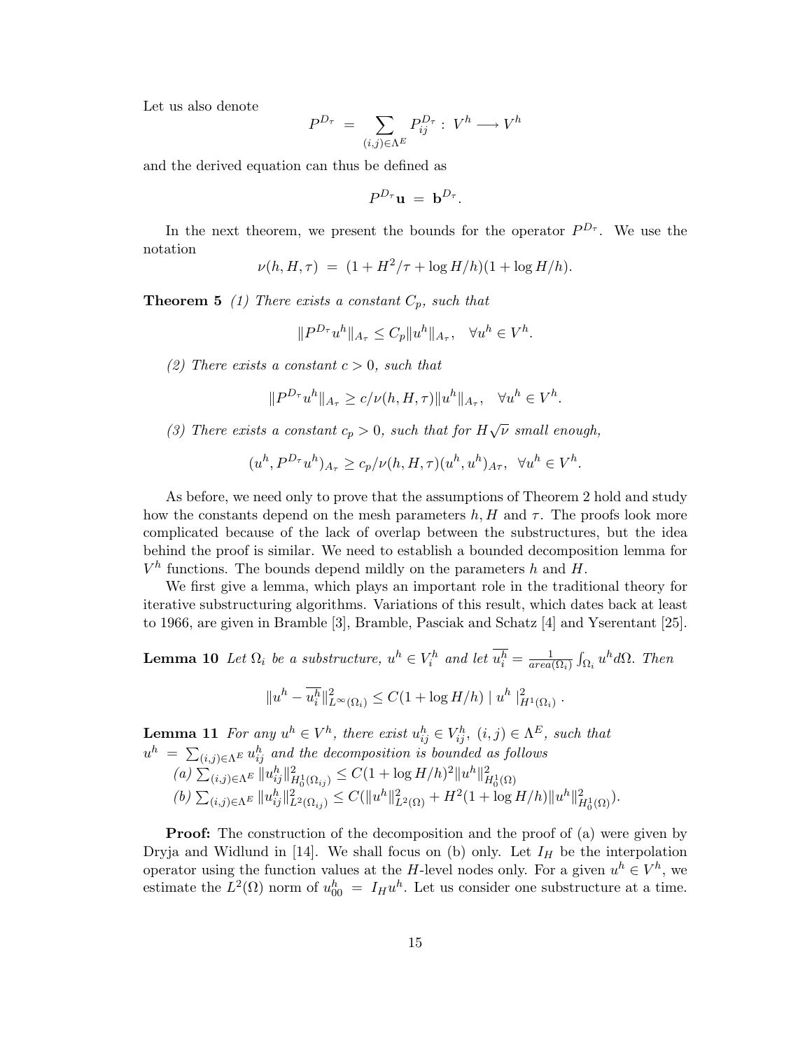Let us also denote

$$P^{D_\tau} \;=\; \sum_{(i,j)\in\Lambda^E} P_{ij}^{D_\tau} : \; V^h \longrightarrow V^h$$

and the derived equation can thus be defined as

$$P^{D_\tau}\mathbf{u} \;=\; \mathbf{b}^{D_\tau}.$$

In the next theorem, we present the bounds for the operator $P^{D_\tau}$. We use the notation

$$\nu(h, H, \tau) \;=\; (1 + H^2/\tau + \log H/h)(1 + \log H/h).$$

**Theorem 5** *(1) There exists a constant $C_p$, such that*

$$\|P^{D_\tau} u^h\|_{A_\tau} \le C_p \|u^h\|_{A_\tau}, \quad \forall u^h \in V^h.$$

*(2) There exists a constant $c > 0$, such that*

$$\|P^{D_\tau} u^h\|_{A_\tau} \ge c/\nu(h, H, \tau)\|u^h\|_{A_\tau}, \quad \forall u^h \in V^h.$$

*(3) There exists a constant $c_p > 0$, such that for $H\sqrt{\nu}$ small enough,*

$$(u^h, P^{D_\tau} u^h)_{A_\tau} \ge c_p/\nu(h, H, \tau)(u^h, u^h)_{A\tau}, \;\; \forall u^h \in V^h.$$

As before, we need only to prove that the assumptions of Theorem 2 hold and study how the constants depend on the mesh parameters $h, H$ and $\tau$. The proofs look more complicated because of the lack of overlap between the substructures, but the idea behind the proof is similar. We need to establish a bounded decomposition lemma for $V^h$ functions. The bounds depend mildly on the parameters $h$ and $H$.

We first give a lemma, which plays an important role in the traditional theory for iterative substructuring algorithms. Variations of this result, which dates back at least to 1966, are given in Bramble [3], Bramble, Pasciak and Schatz [4] and Yserentant [25].

**Lemma 10** *Let $\Omega_i$ be a substructure, $u^h \in V_i^h$ and let $\overline{u_i^h} = \frac{1}{area(\Omega_i)}\int_{\Omega_i} u^h d\Omega$. Then*

$$\|u^h - \overline{u_i^h}\|^2_{L^\infty(\Omega_i)} \le C(1 + \log H/h) \mid u^h \mid^2_{H^1(\Omega_i)} .$$

**Lemma 11** *For any $u^h \in V^h$, there exist $u_{ij}^h \in V_{ij}^h$, $(i,j) \in \Lambda^E$, such that $u^h \;=\; \sum_{(i,j)\in\Lambda^E} u_{ij}^h$ and the decomposition is bounded as follows*
*(a) $\sum_{(i,j)\in\Lambda^E} \|u_{ij}^h\|^2_{H_0^1(\Omega_{ij})} \le C(1 + \log H/h)^2 \|u^h\|^2_{H_0^1(\Omega)}$*
*(b) $\sum_{(i,j)\in\Lambda^E} \|u_{ij}^h\|^2_{L^2(\Omega_{ij})} \le C(\|u^h\|^2_{L^2(\Omega)} + H^2(1 + \log H/h)\|u^h\|^2_{H_0^1(\Omega)})$.*

**Proof:** The construction of the decomposition and the proof of (a) were given by Dryja and Widlund in [14]. We shall focus on (b) only. Let $I_H$ be the interpolation operator using the function values at the $H$-level nodes only. For a given $u^h \in V^h$, we estimate the $L^2(\Omega)$ norm of $u_{00}^h \;=\; I_H u^h$. Let us consider one substructure at a time.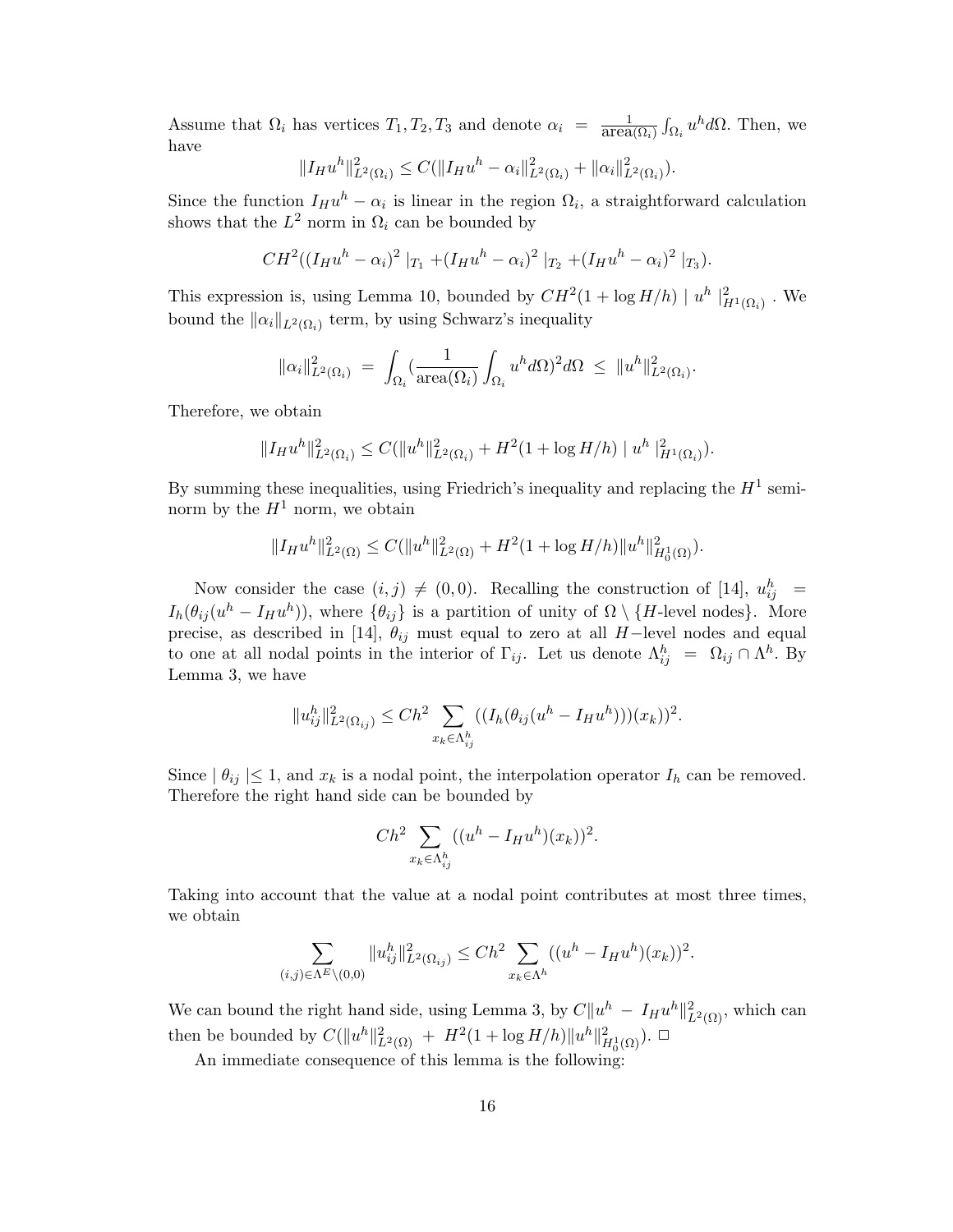Assume that $\Omega_i$ has vertices $T_1, T_2, T_3$ and denote $\alpha_i = \frac{1}{\text{area}(\Omega_i)} \int_{\Omega_i} u^h d\Omega$. Then, we have

$$\|I_H u^h\|^2_{L^2(\Omega_i)} \leq C(\|I_H u^h - \alpha_i\|^2_{L^2(\Omega_i)} + \|\alpha_i\|^2_{L^2(\Omega_i)}).$$

Since the function $I_H u^h - \alpha_i$ is linear in the region $\Omega_i$, a straightforward calculation shows that the $L^2$ norm in $\Omega_i$ can be bounded by

$$CH^2((I_H u^h - \alpha_i)^2 \mid_{T_1} + (I_H u^h - \alpha_i)^2 \mid_{T_2} + (I_H u^h - \alpha_i)^2 \mid_{T_3}).$$

This expression is, using Lemma 10, bounded by $CH^2(1 + \log H/h) \mid u^h \mid^2_{H^1(\Omega_i)}$. We bound the $\|\alpha_i\|_{L^2(\Omega_i)}$ term, by using Schwarz's inequality

$$\|\alpha_i\|^2_{L^2(\Omega_i)} = \int_{\Omega_i} (\frac{1}{\text{area}(\Omega_i)} \int_{\Omega_i} u^h d\Omega)^2 d\Omega \leq \|u^h\|^2_{L^2(\Omega_i)}.$$

Therefore, we obtain

$$\|I_H u^h\|^2_{L^2(\Omega_i)} \leq C(\|u^h\|^2_{L^2(\Omega_i)} + H^2(1 + \log H/h) \mid u^h \mid^2_{H^1(\Omega_i)}).$$

By summing these inequalities, using Friedrich's inequality and replacing the $H^1$ seminorm by the $H^1$ norm, we obtain

$$\|I_H u^h\|^2_{L^2(\Omega)} \leq C(\|u^h\|^2_{L^2(\Omega)} + H^2(1 + \log H/h)\|u^h\|^2_{H^1_0(\Omega)}).$$

Now consider the case $(i,j) \neq (0,0)$. Recalling the construction of [14], $u^h_{ij} = I_h(\theta_{ij}(u^h - I_H u^h))$, where $\{\theta_{ij}\}$ is a partition of unity of $\Omega \setminus \{H\text{-level nodes}\}$. More precise, as described in [14], $\theta_{ij}$ must equal to zero at all $H-$level nodes and equal to one at all nodal points in the interior of $\Gamma_{ij}$. Let us denote $\Lambda^h_{ij} = \Omega_{ij} \cap \Lambda^h$. By Lemma 3, we have

$$\|u^h_{ij}\|^2_{L^2(\Omega_{ij})} \leq Ch^2 \sum_{x_k \in \Lambda^h_{ij}} ((I_h(\theta_{ij}(u^h - I_H u^h)))(x_k))^2.$$

Since $\mid \theta_{ij} \mid \leq 1$, and $x_k$ is a nodal point, the interpolation operator $I_h$ can be removed. Therefore the right hand side can be bounded by

$$Ch^2 \sum_{x_k \in \Lambda^h_{ij}} ((u^h - I_H u^h)(x_k))^2.$$

Taking into account that the value at a nodal point contributes at most three times, we obtain

$$\sum_{(i,j) \in \Lambda^E \setminus (0,0)} \|u^h_{ij}\|^2_{L^2(\Omega_{ij})} \leq Ch^2 \sum_{x_k \in \Lambda^h} ((u^h - I_H u^h)(x_k))^2.$$

We can bound the right hand side, using Lemma 3, by $C\|u^h - I_H u^h\|^2_{L^2(\Omega)}$, which can then be bounded by $C(\|u^h\|^2_{L^2(\Omega)} + H^2(1 + \log H/h)\|u^h\|^2_{H^1_0(\Omega)})$. $\Box$

An immediate consequence of this lemma is the following: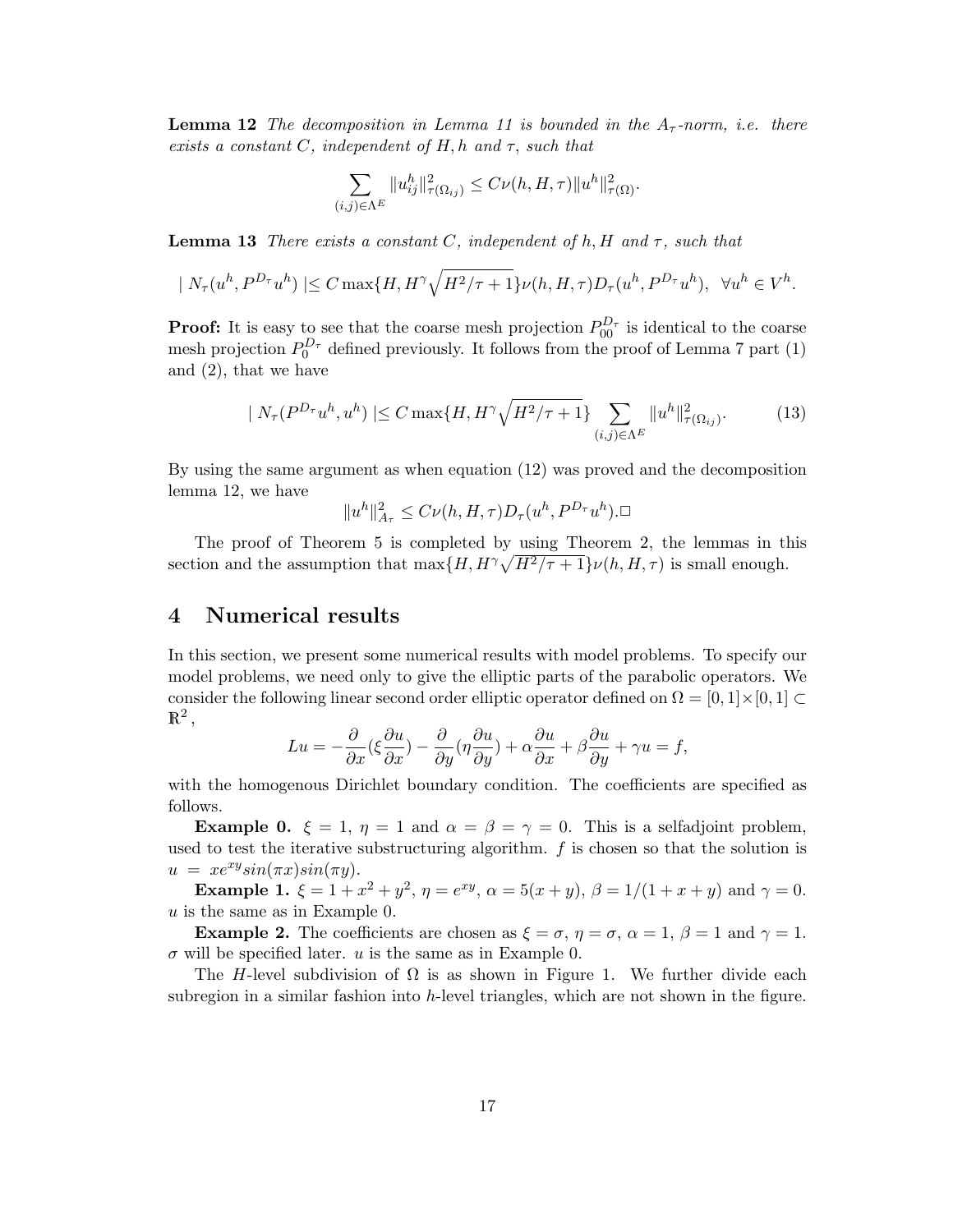**Lemma 12** *The decomposition in Lemma 11 is bounded in the $A_\tau$-norm, i.e. there exists a constant $C$, independent of $H, h$ and $\tau$, such that*

$$\sum_{(i,j)\in\Lambda^E} \|u_{ij}^h\|_{\tau(\Omega_{ij})}^2 \leq C\nu(h,H,\tau)\|u^h\|_{\tau(\Omega)}^2.$$

**Lemma 13** *There exists a constant $C$, independent of $h, H$ and $\tau$, such that*

$$\mid N_\tau(u^h, P^{D_\tau}u^h) \mid \leq C\max\{H, H^\gamma\sqrt{H^2/\tau+1}\}\nu(h,H,\tau)D_\tau(u^h, P^{D_\tau}u^h), \;\; \forall u^h \in V^h.$$

**Proof:** It is easy to see that the coarse mesh projection $P_{00}^{D_\tau}$ is identical to the coarse mesh projection $P_0^{D_\tau}$ defined previously. It follows from the proof of Lemma 7 part (1) and (2), that we have

$$\mid N_\tau(P^{D_\tau}u^h, u^h) \mid \leq C\max\{H, H^\gamma\sqrt{H^2/\tau+1}\}\sum_{(i,j)\in\Lambda^E}\|u^h\|_{\tau(\Omega_{ij})}^2. \tag{13}$$

By using the same argument as when equation (12) was proved and the decomposition lemma 12, we have

$$\|u^h\|_{A_\tau}^2 \leq C\nu(h,H,\tau)D_\tau(u^h, P^{D_\tau}u^h).\Box$$

The proof of Theorem 5 is completed by using Theorem 2, the lemmas in this section and the assumption that $\max\{H, H^\gamma\sqrt{H^2/\tau+1}\}\nu(h,H,\tau)$ is small enough.

## 4 Numerical results

In this section, we present some numerical results with model problems. To specify our model problems, we need only to give the elliptic parts of the parabolic operators. We consider the following linear second order elliptic operator defined on $\Omega = [0,1]\times[0,1] \subset \mathbb{R}^2$,

$$Lu = -\frac{\partial}{\partial x}(\xi\frac{\partial u}{\partial x}) - \frac{\partial}{\partial y}(\eta\frac{\partial u}{\partial y}) + \alpha\frac{\partial u}{\partial x} + \beta\frac{\partial u}{\partial y} + \gamma u = f,$$

with the homogenous Dirichlet boundary condition. The coefficients are specified as follows.

**Example 0.** $\xi = 1$, $\eta = 1$ and $\alpha = \beta = \gamma = 0$. This is a selfadjoint problem, used to test the iterative substructuring algorithm. $f$ is chosen so that the solution is $u = xe^{xy}sin(\pi x)sin(\pi y)$.

**Example 1.** $\xi = 1 + x^2 + y^2$, $\eta = e^{xy}$, $\alpha = 5(x+y)$, $\beta = 1/(1+x+y)$ and $\gamma = 0$. $u$ is the same as in Example 0.

**Example 2.** The coefficients are chosen as $\xi = \sigma$, $\eta = \sigma$, $\alpha = 1$, $\beta = 1$ and $\gamma = 1$. $\sigma$ will be specified later. $u$ is the same as in Example 0.

The $H$-level subdivision of $\Omega$ is as shown in Figure 1. We further divide each subregion in a similar fashion into $h$-level triangles, which are not shown in the figure.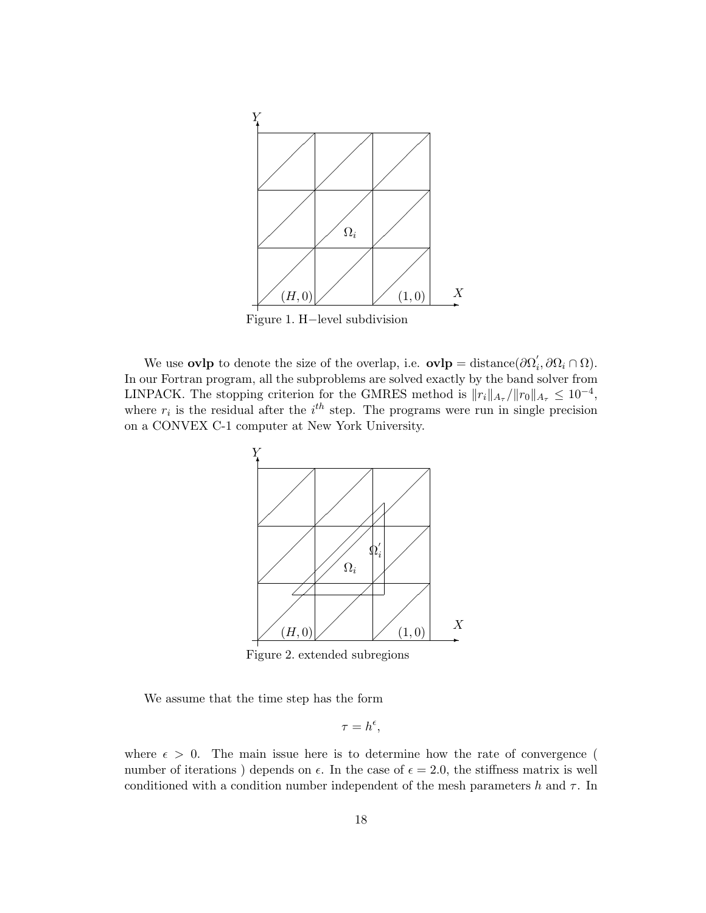Figure 1. H−level subdivision

We use **ovlp** to denote the size of the overlap, i.e. **ovlp** = distance($\partial\Omega_i^{'}, \partial\Omega_i \cap \Omega$). In our Fortran program, all the subproblems are solved exactly by the band solver from LINPACK. The stopping criterion for the GMRES method is $\|r_i\|_{A_\tau}/\|r_0\|_{A_\tau} \leq 10^{-4}$, where $r_i$ is the residual after the $i^{th}$ step. The programs were run in single precision on a CONVEX C-1 computer at New York University.

Figure 2. extended subregions

We assume that the time step has the form

$$\tau = h^{\epsilon},$$

where $\epsilon > 0$. The main issue here is to determine how the rate of convergence ( number of iterations ) depends on $\epsilon$. In the case of $\epsilon = 2.0$, the stiffness matrix is well conditioned with a condition number independent of the mesh parameters $h$ and $\tau$. In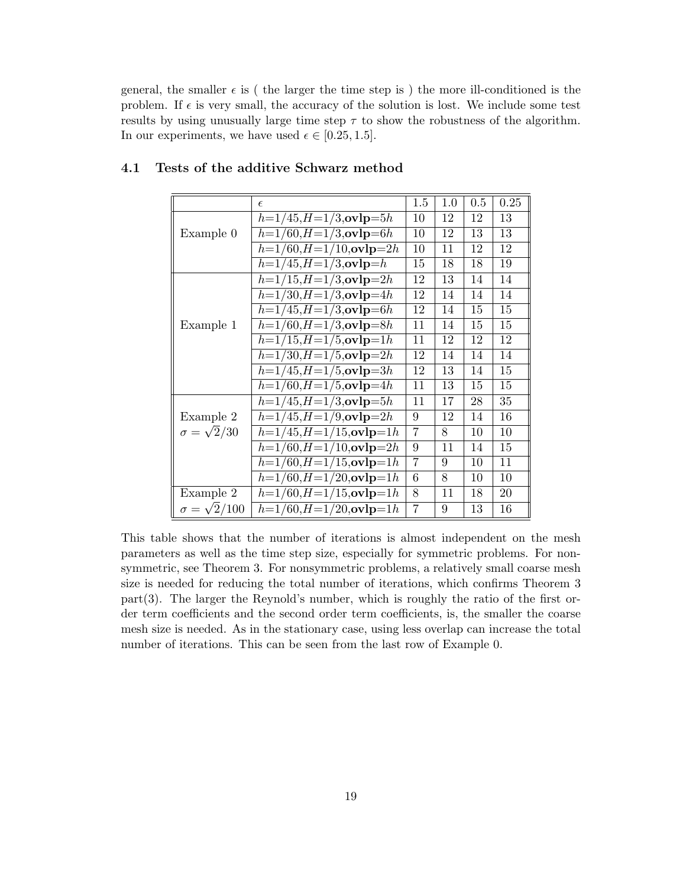general, the smaller $\epsilon$ is ( the larger the time step is ) the more ill-conditioned is the problem. If $\epsilon$ is very small, the accuracy of the solution is lost. We include some test results by using unusually large time step $\tau$ to show the robustness of the algorithm. In our experiments, we have used $\epsilon \in [0.25, 1.5]$.

### 4.1 Tests of the additive Schwarz method

| | $\epsilon$ | 1.5 | 1.0 | 0.5 | 0.25 |
|---|---|---|---|---|---|
| Example 0 | $h$=1/45,$H$=1/3,**ovlp**=5$h$ | 10 | 12 | 12 | 13 |
| | $h$=1/60,$H$=1/3,**ovlp**=6$h$ | 10 | 12 | 13 | 13 |
| | $h$=1/60,$H$=1/10,**ovlp**=2$h$ | 10 | 11 | 12 | 12 |
| | $h$=1/45,$H$=1/3,**ovlp**=$h$ | 15 | 18 | 18 | 19 |
| Example 1 | $h$=1/15,$H$=1/3,**ovlp**=2$h$ | 12 | 13 | 14 | 14 |
| | $h$=1/30,$H$=1/3,**ovlp**=4$h$ | 12 | 14 | 14 | 14 |
| | $h$=1/45,$H$=1/3,**ovlp**=6$h$ | 12 | 14 | 15 | 15 |
| | $h$=1/60,$H$=1/3,**ovlp**=8$h$ | 11 | 14 | 15 | 15 |
| | $h$=1/15,$H$=1/5,**ovlp**=1$h$ | 11 | 12 | 12 | 12 |
| | $h$=1/30,$H$=1/5,**ovlp**=2$h$ | 12 | 14 | 14 | 14 |
| | $h$=1/45,$H$=1/5,**ovlp**=3$h$ | 12 | 13 | 14 | 15 |
| | $h$=1/60,$H$=1/5,**ovlp**=4$h$ | 11 | 13 | 15 | 15 |
| Example 2 $\sigma = \sqrt{2}/30$ | $h$=1/45,$H$=1/3,**ovlp**=5$h$ | 11 | 17 | 28 | 35 |
| | $h$=1/45,$H$=1/9,**ovlp**=2$h$ | 9 | 12 | 14 | 16 |
| | $h$=1/45,$H$=1/15,**ovlp**=1$h$ | 7 | 8 | 10 | 10 |
| | $h$=1/60,$H$=1/10,**ovlp**=2$h$ | 9 | 11 | 14 | 15 |
| | $h$=1/60,$H$=1/15,**ovlp**=1$h$ | 7 | 9 | 10 | 11 |
| | $h$=1/60,$H$=1/20,**ovlp**=1$h$ | 6 | 8 | 10 | 10 |
| Example 2 $\sigma = \sqrt{2}/100$ | $h$=1/60,$H$=1/15,**ovlp**=1$h$ | 8 | 11 | 18 | 20 |
| | $h$=1/60,$H$=1/20,**ovlp**=1$h$ | 7 | 9 | 13 | 16 |

This table shows that the number of iterations is almost independent on the mesh parameters as well as the time step size, especially for symmetric problems. For nonsymmetric, see Theorem 3. For nonsymmetric problems, a relatively small coarse mesh size is needed for reducing the total number of iterations, which confirms Theorem 3 part(3). The larger the Reynold's number, which is roughly the ratio of the first order term coefficients and the second order term coefficients, is, the smaller the coarse mesh size is needed. As in the stationary case, using less overlap can increase the total number of iterations. This can be seen from the last row of Example 0.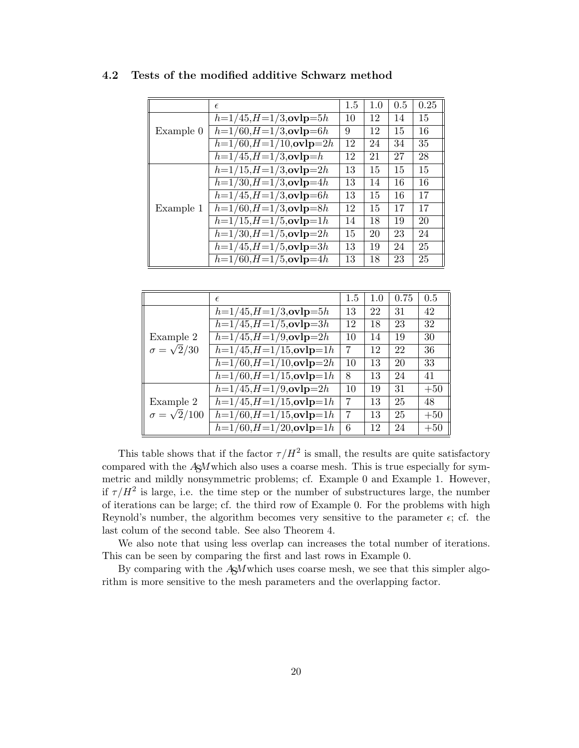### 4.2 Tests of the modified additive Schwarz method

| | $\epsilon$ | 1.5 | 1.0 | 0.5 | 0.25 |
|---|---|---|---|---|---|
| Example 0 | $h$=1/45,$H$=1/3,**ovlp**=5$h$ | 10 | 12 | 14 | 15 |
| | $h$=1/60,$H$=1/3,**ovlp**=6$h$ | 9 | 12 | 15 | 16 |
| | $h$=1/60,$H$=1/10,**ovlp**=2$h$ | 12 | 24 | 34 | 35 |
| | $h$=1/45,$H$=1/3,**ovlp**=$h$ | 12 | 21 | 27 | 28 |
| Example 1 | $h$=1/15,$H$=1/3,**ovlp**=2$h$ | 13 | 15 | 15 | 15 |
| | $h$=1/30,$H$=1/3,**ovlp**=4$h$ | 13 | 14 | 16 | 16 |
| | $h$=1/45,$H$=1/3,**ovlp**=6$h$ | 13 | 15 | 16 | 17 |
| | $h$=1/60,$H$=1/3,**ovlp**=8$h$ | 12 | 15 | 17 | 17 |
| | $h$=1/15,$H$=1/5,**ovlp**=1$h$ | 14 | 18 | 19 | 20 |
| | $h$=1/30,$H$=1/5,**ovlp**=2$h$ | 15 | 20 | 23 | 24 |
| | $h$=1/45,$H$=1/5,**ovlp**=3$h$ | 13 | 19 | 24 | 25 |
| | $h$=1/60,$H$=1/5,**ovlp**=4$h$ | 13 | 18 | 23 | 25 |

| | $\epsilon$ | 1.5 | 1.0 | 0.75 | 0.5 |
|---|---|---|---|---|---|
| Example 2 $\sigma = \sqrt{2}/30$ | $h$=1/45,$H$=1/3,**ovlp**=5$h$ | 13 | 22 | 31 | 42 |
| | $h$=1/45,$H$=1/5,**ovlp**=3$h$ | 12 | 18 | 23 | 32 |
| | $h$=1/45,$H$=1/9,**ovlp**=2$h$ | 10 | 14 | 19 | 30 |
| | $h$=1/45,$H$=1/15,**ovlp**=1$h$ | 7 | 12 | 22 | 36 |
| | $h$=1/60,$H$=1/10,**ovlp**=2$h$ | 10 | 13 | 20 | 33 |
| | $h$=1/60,$H$=1/15,**ovlp**=1$h$ | 8 | 13 | 24 | 41 |
| Example 2 $\sigma = \sqrt{2}/100$ | $h$=1/45,$H$=1/9,**ovlp**=2$h$ | 10 | 19 | 31 | +50 |
| | $h$=1/45,$H$=1/15,**ovlp**=1$h$ | 7 | 13 | 25 | 48 |
| | $h$=1/60,$H$=1/15,**ovlp**=1$h$ | 7 | 13 | 25 | +50 |
| | $h$=1/60,$H$=1/20,**ovlp**=1$h$ | 6 | 12 | 24 | +50 |

This table shows that if the factor $\tau/H^2$ is small, the results are quite satisfactory compared with the ASM which also uses a coarse mesh. This is true especially for symmetric and mildly nonsymmetric problems; cf. Example 0 and Example 1. However, if $\tau/H^2$ is large, i.e. the time step or the number of substructures large, the number of iterations can be large; cf. the third row of Example 0. For the problems with high Reynold's number, the algorithm becomes very sensitive to the parameter $\epsilon$; cf. the last colum of the second table. See also Theorem 4.

We also note that using less overlap can increases the total number of iterations. This can be seen by comparing the first and last rows in Example 0.

By comparing with the ASM which uses coarse mesh, we see that this simpler algorithm is more sensitive to the mesh parameters and the overlapping factor.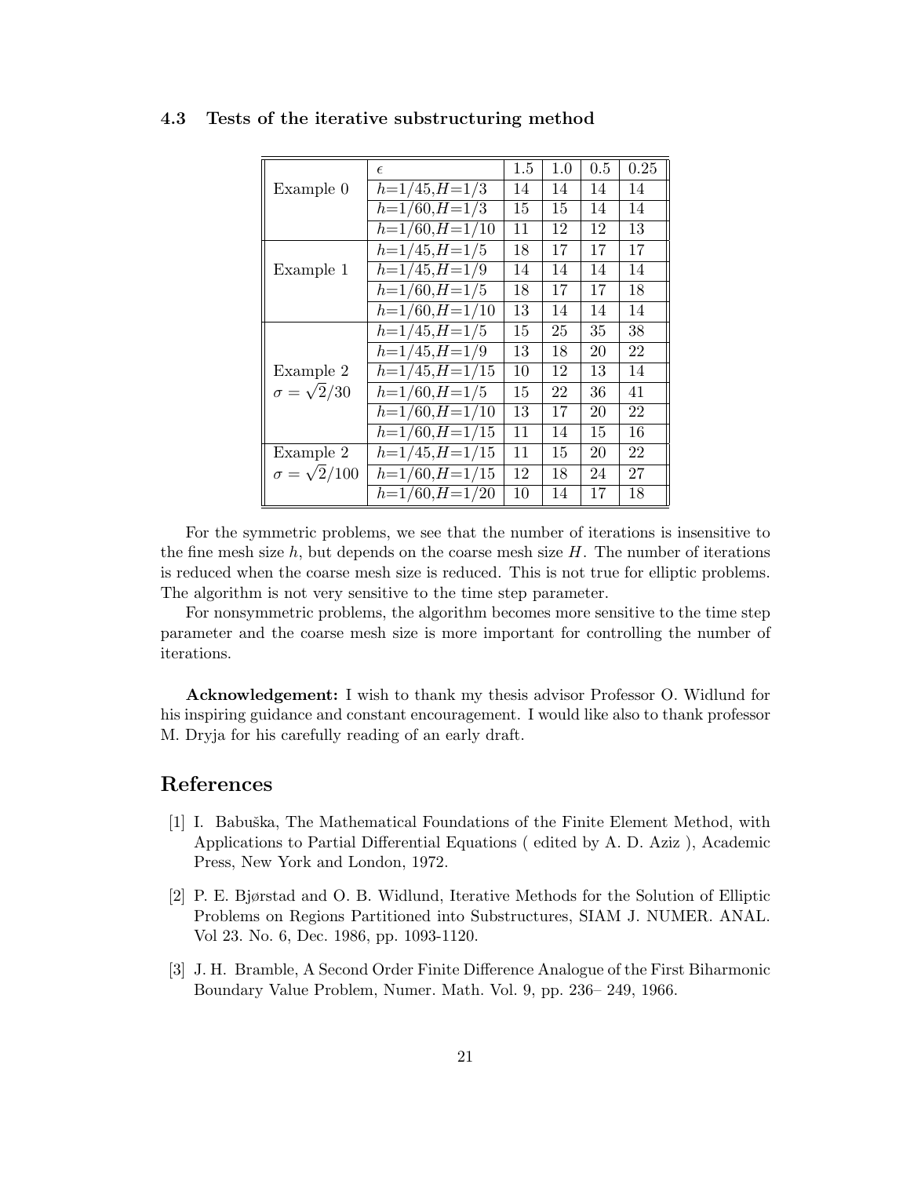### 4.3 Tests of the iterative substructuring method

| | $\epsilon$ | 1.5 | 1.0 | 0.5 | 0.25 |
|---|---|---|---|---|---|
| Example 0 | $h$=1/45,$H$=1/3 | 14 | 14 | 14 | 14 |
| | $h$=1/60,$H$=1/3 | 15 | 15 | 14 | 14 |
| | $h$=1/60,$H$=1/10 | 11 | 12 | 12 | 13 |
| Example 1 | $h$=1/45,$H$=1/5 | 18 | 17 | 17 | 17 |
| | $h$=1/45,$H$=1/9 | 14 | 14 | 14 | 14 |
| | $h$=1/60,$H$=1/5 | 18 | 17 | 17 | 18 |
| | $h$=1/60,$H$=1/10 | 13 | 14 | 14 | 14 |
| Example 2 $\sigma = \sqrt{2}/30$ | $h$=1/45,$H$=1/5 | 15 | 25 | 35 | 38 |
| | $h$=1/45,$H$=1/9 | 13 | 18 | 20 | 22 |
| | $h$=1/45,$H$=1/15 | 10 | 12 | 13 | 14 |
| | $h$=1/60,$H$=1/5 | 15 | 22 | 36 | 41 |
| | $h$=1/60,$H$=1/10 | 13 | 17 | 20 | 22 |
| | $h$=1/60,$H$=1/15 | 11 | 14 | 15 | 16 |
| Example 2 $\sigma = \sqrt{2}/100$ | $h$=1/45,$H$=1/15 | 11 | 15 | 20 | 22 |
| | $h$=1/60,$H$=1/15 | 12 | 18 | 24 | 27 |
| | $h$=1/60,$H$=1/20 | 10 | 14 | 17 | 18 |

For the symmetric problems, we see that the number of iterations is insensitive to the fine mesh size $h$, but depends on the coarse mesh size $H$. The number of iterations is reduced when the coarse mesh size is reduced. This is not true for elliptic problems. The algorithm is not very sensitive to the time step parameter.

For nonsymmetric problems, the algorithm becomes more sensitive to the time step parameter and the coarse mesh size is more important for controlling the number of iterations.

**Acknowledgement:** I wish to thank my thesis advisor Professor O. Widlund for his inspiring guidance and constant encouragement. I would like also to thank professor M. Dryja for his carefully reading of an early draft.

## References

[1] I. Babuška, The Mathematical Foundations of the Finite Element Method, with Applications to Partial Differential Equations ( edited by A. D. Aziz ), Academic Press, New York and London, 1972.

[2] P. E. Bjørstad and O. B. Widlund, Iterative Methods for the Solution of Elliptic Problems on Regions Partitioned into Substructures, SIAM J. NUMER. ANAL. Vol 23. No. 6, Dec. 1986, pp. 1093-1120.

[3] J. H. Bramble, A Second Order Finite Difference Analogue of the First Biharmonic Boundary Value Problem, Numer. Math. Vol. 9, pp. 236– 249, 1966.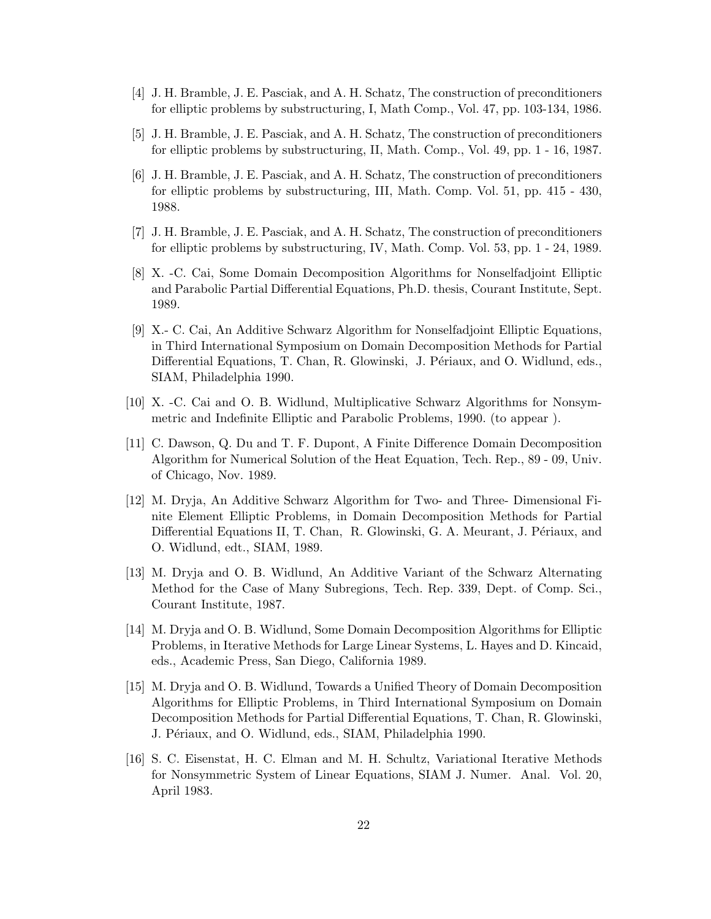[4] J. H. Bramble, J. E. Pasciak, and A. H. Schatz, The construction of preconditioners for elliptic problems by substructuring, I, Math Comp., Vol. 47, pp. 103-134, 1986.

[5] J. H. Bramble, J. E. Pasciak, and A. H. Schatz, The construction of preconditioners for elliptic problems by substructuring, II, Math. Comp., Vol. 49, pp. 1 - 16, 1987.

[6] J. H. Bramble, J. E. Pasciak, and A. H. Schatz, The construction of preconditioners for elliptic problems by substructuring, III, Math. Comp. Vol. 51, pp. 415 - 430, 1988.

[7] J. H. Bramble, J. E. Pasciak, and A. H. Schatz, The construction of preconditioners for elliptic problems by substructuring, IV, Math. Comp. Vol. 53, pp. 1 - 24, 1989.

[8] X. -C. Cai, Some Domain Decomposition Algorithms for Nonselfadjoint Elliptic and Parabolic Partial Differential Equations, Ph.D. thesis, Courant Institute, Sept. 1989.

[9] X.- C. Cai, An Additive Schwarz Algorithm for Nonselfadjoint Elliptic Equations, in Third International Symposium on Domain Decomposition Methods for Partial Differential Equations, T. Chan, R. Glowinski, J. Périaux, and O. Widlund, eds., SIAM, Philadelphia 1990.

[10] X. -C. Cai and O. B. Widlund, Multiplicative Schwarz Algorithms for Nonsymmetric and Indefinite Elliptic and Parabolic Problems, 1990. (to appear ).

[11] C. Dawson, Q. Du and T. F. Dupont, A Finite Difference Domain Decomposition Algorithm for Numerical Solution of the Heat Equation, Tech. Rep., 89 - 09, Univ. of Chicago, Nov. 1989.

[12] M. Dryja, An Additive Schwarz Algorithm for Two- and Three- Dimensional Finite Element Elliptic Problems, in Domain Decomposition Methods for Partial Differential Equations II, T. Chan, R. Glowinski, G. A. Meurant, J. Périaux, and O. Widlund, edt., SIAM, 1989.

[13] M. Dryja and O. B. Widlund, An Additive Variant of the Schwarz Alternating Method for the Case of Many Subregions, Tech. Rep. 339, Dept. of Comp. Sci., Courant Institute, 1987.

[14] M. Dryja and O. B. Widlund, Some Domain Decomposition Algorithms for Elliptic Problems, in Iterative Methods for Large Linear Systems, L. Hayes and D. Kincaid, eds., Academic Press, San Diego, California 1989.

[15] M. Dryja and O. B. Widlund, Towards a Unified Theory of Domain Decomposition Algorithms for Elliptic Problems, in Third International Symposium on Domain Decomposition Methods for Partial Differential Equations, T. Chan, R. Glowinski, J. Périaux, and O. Widlund, eds., SIAM, Philadelphia 1990.

[16] S. C. Eisenstat, H. C. Elman and M. H. Schultz, Variational Iterative Methods for Nonsymmetric System of Linear Equations, SIAM J. Numer. Anal. Vol. 20, April 1983.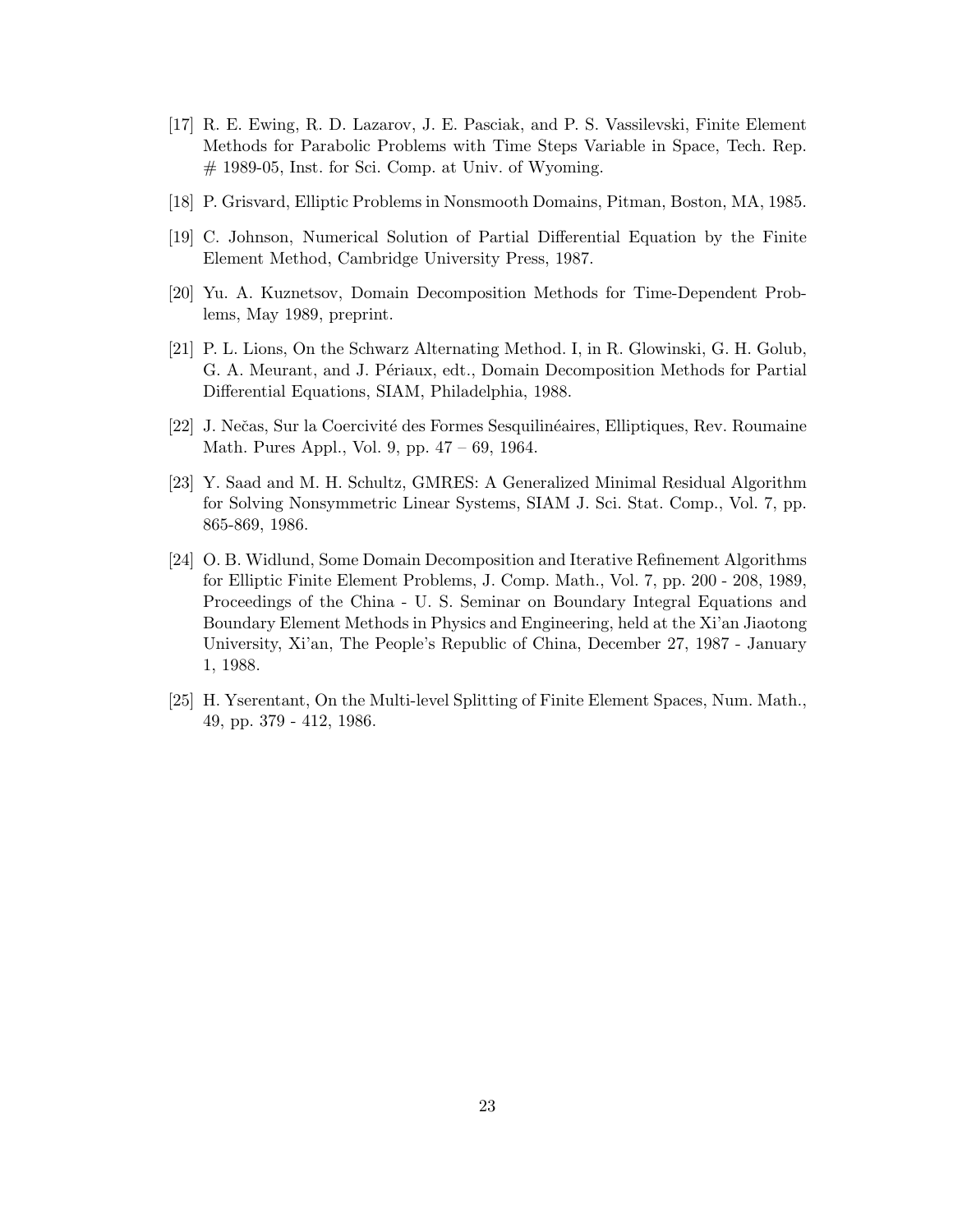[17] R. E. Ewing, R. D. Lazarov, J. E. Pasciak, and P. S. Vassilevski, Finite Element Methods for Parabolic Problems with Time Steps Variable in Space, Tech. Rep. # 1989-05, Inst. for Sci. Comp. at Univ. of Wyoming.

[18] P. Grisvard, Elliptic Problems in Nonsmooth Domains, Pitman, Boston, MA, 1985.

[19] C. Johnson, Numerical Solution of Partial Differential Equation by the Finite Element Method, Cambridge University Press, 1987.

[20] Yu. A. Kuznetsov, Domain Decomposition Methods for Time-Dependent Problems, May 1989, preprint.

[21] P. L. Lions, On the Schwarz Alternating Method. I, in R. Glowinski, G. H. Golub, G. A. Meurant, and J. Périaux, edt., Domain Decomposition Methods for Partial Differential Equations, SIAM, Philadelphia, 1988.

[22] J. Nečas, Sur la Coercivité des Formes Sesquilinéaires, Elliptiques, Rev. Roumaine Math. Pures Appl., Vol. 9, pp. 47 – 69, 1964.

[23] Y. Saad and M. H. Schultz, GMRES: A Generalized Minimal Residual Algorithm for Solving Nonsymmetric Linear Systems, SIAM J. Sci. Stat. Comp., Vol. 7, pp. 865-869, 1986.

[24] O. B. Widlund, Some Domain Decomposition and Iterative Refinement Algorithms for Elliptic Finite Element Problems, J. Comp. Math., Vol. 7, pp. 200 - 208, 1989, Proceedings of the China - U. S. Seminar on Boundary Integral Equations and Boundary Element Methods in Physics and Engineering, held at the Xi'an Jiaotong University, Xi'an, The People's Republic of China, December 27, 1987 - January 1, 1988.

[25] H. Yserentant, On the Multi-level Splitting of Finite Element Spaces, Num. Math., 49, pp. 379 - 412, 1986.